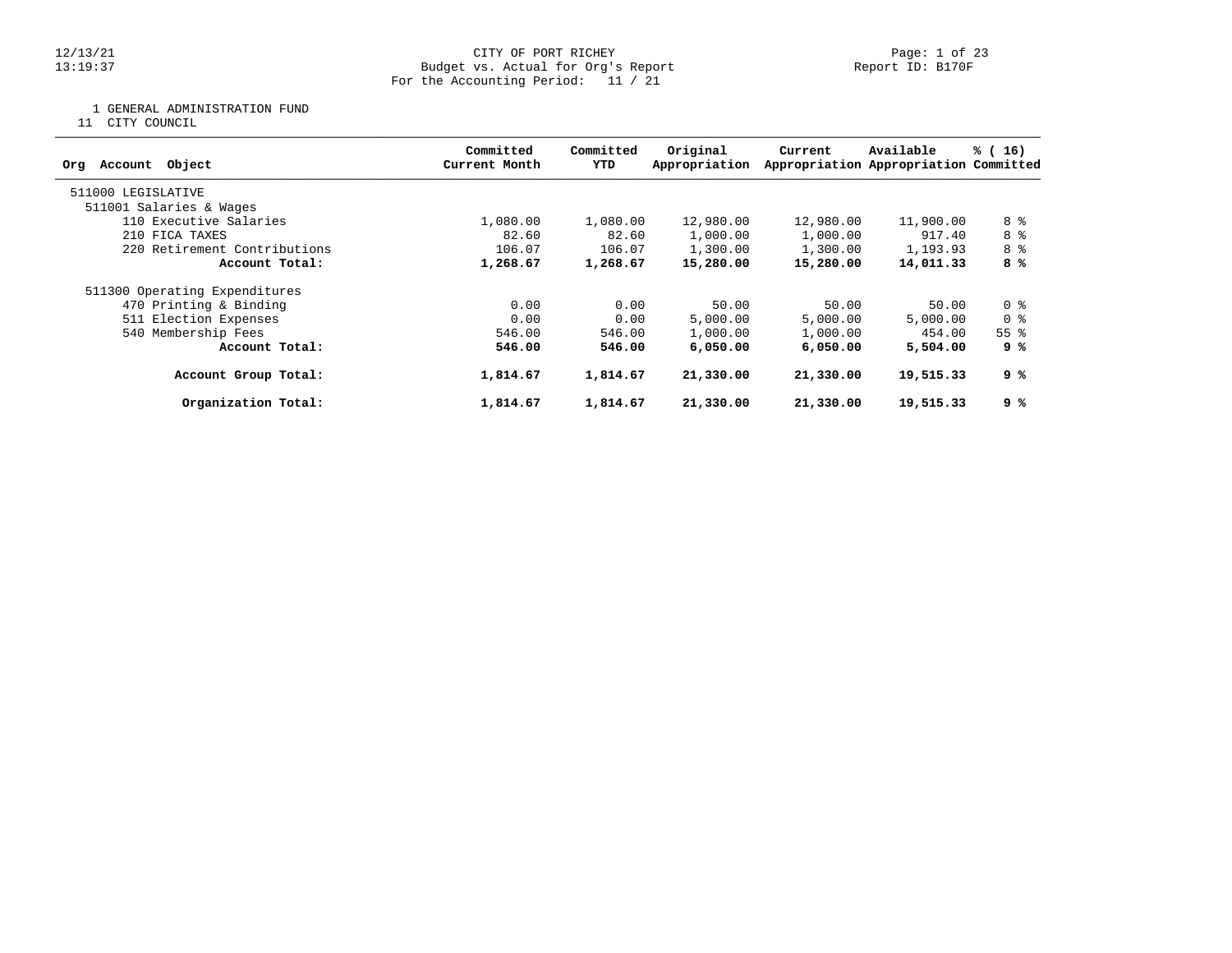CITY OF PORT RICHEY
Budget vs. Actual for Org's Report
For the Accounting Period: 11 / 21

12/13/21
13:19:37

Report ID: B170F

1 GENERAL ADMINISTRATION FUND
11 CITY COUNCIL

| Org Account Object | Committed Current Month | Committed YTD | Original Appropriation | Current Appropriation | Available Appropriation | % ( 16) Committed |
|---|---|---|---|---|---|---|
| 511000 LEGISLATIVE | | | | | | |
| 511001 Salaries & Wages | | | | | | |
| 110 Executive Salaries | 1,080.00 | 1,080.00 | 12,980.00 | 12,980.00 | 11,900.00 | 8 % |
| 210 FICA TAXES | 82.60 | 82.60 | 1,000.00 | 1,000.00 | 917.40 | 8 % |
| 220 Retirement Contributions | 106.07 | 106.07 | 1,300.00 | 1,300.00 | 1,193.93 | 8 % |
| **Account Total:** | **1,268.67** | **1,268.67** | **15,280.00** | **15,280.00** | **14,011.33** | **8 %** |
| 511300 Operating Expenditures | | | | | | |
| 470 Printing & Binding | 0.00 | 0.00 | 50.00 | 50.00 | 50.00 | 0 % |
| 511 Election Expenses | 0.00 | 0.00 | 5,000.00 | 5,000.00 | 5,000.00 | 0 % |
| 540 Membership Fees | 546.00 | 546.00 | 1,000.00 | 1,000.00 | 454.00 | 55 % |
| **Account Total:** | **546.00** | **546.00** | **6,050.00** | **6,050.00** | **5,504.00** | **9 %** |
| **Account Group Total:** | **1,814.67** | **1,814.67** | **21,330.00** | **21,330.00** | **19,515.33** | **9 %** |
| **Organization Total:** | **1,814.67** | **1,814.67** | **21,330.00** | **21,330.00** | **19,515.33** | **9 %** |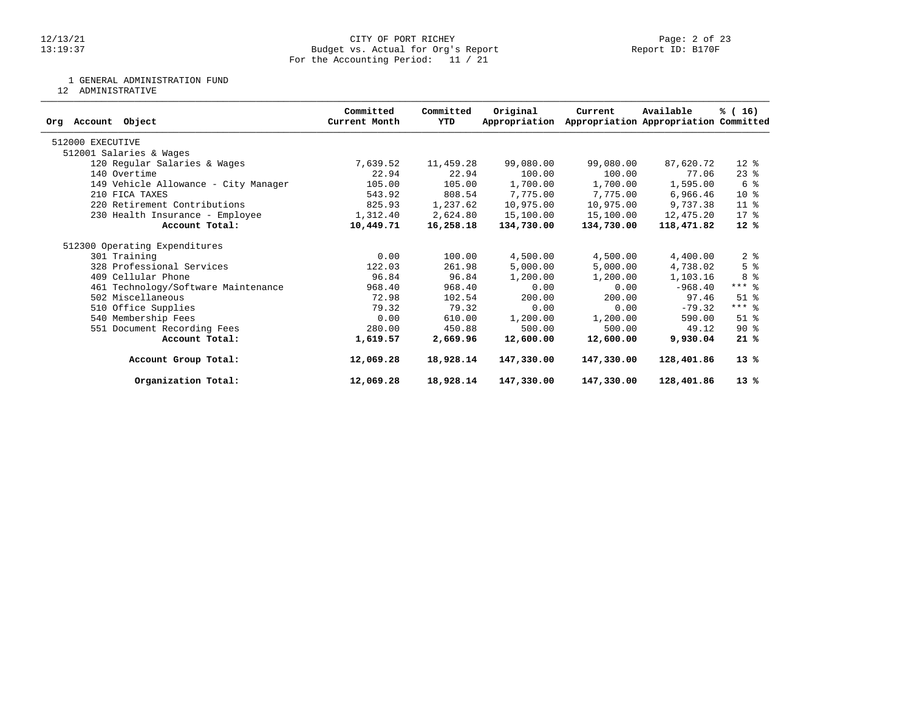1 GENERAL ADMINISTRATION FUND
12 ADMINISTRATIVE

| Org Account Object | Committed Current Month | Committed YTD | Original Appropriation | Current Appropriation | Available Appropriation | % ( 16) Committed |
|---|---|---|---|---|---|---|
| 512000 EXECUTIVE | | | | | | |
| 512001 Salaries & Wages | | | | | | |
| 120 Regular Salaries & Wages | 7,639.52 | 11,459.28 | 99,080.00 | 99,080.00 | 87,620.72 | 12 % |
| 140 Overtime | 22.94 | 22.94 | 100.00 | 100.00 | 77.06 | 23 % |
| 149 Vehicle Allowance - City Manager | 105.00 | 105.00 | 1,700.00 | 1,700.00 | 1,595.00 | 6 % |
| 210 FICA TAXES | 543.92 | 808.54 | 7,775.00 | 7,775.00 | 6,966.46 | 10 % |
| 220 Retirement Contributions | 825.93 | 1,237.62 | 10,975.00 | 10,975.00 | 9,737.38 | 11 % |
| 230 Health Insurance - Employee | 1,312.40 | 2,624.80 | 15,100.00 | 15,100.00 | 12,475.20 | 17 % |
| **Account Total:** | **10,449.71** | **16,258.18** | **134,730.00** | **134,730.00** | **118,471.82** | **12 %** |
| 512300 Operating Expenditures | | | | | | |
| 301 Training | 0.00 | 100.00 | 4,500.00 | 4,500.00 | 4,400.00 | 2 % |
| 328 Professional Services | 122.03 | 261.98 | 5,000.00 | 5,000.00 | 4,738.02 | 5 % |
| 409 Cellular Phone | 96.84 | 96.84 | 1,200.00 | 1,200.00 | 1,103.16 | 8 % |
| 461 Technology/Software Maintenance | 968.40 | 968.40 | 0.00 | 0.00 | -968.40 | *** % |
| 502 Miscellaneous | 72.98 | 102.54 | 200.00 | 200.00 | 97.46 | 51 % |
| 510 Office Supplies | 79.32 | 79.32 | 0.00 | 0.00 | -79.32 | *** % |
| 540 Membership Fees | 0.00 | 610.00 | 1,200.00 | 1,200.00 | 590.00 | 51 % |
| 551 Document Recording Fees | 280.00 | 450.88 | 500.00 | 500.00 | 49.12 | 90 % |
| **Account Total:** | **1,619.57** | **2,669.96** | **12,600.00** | **12,600.00** | **9,930.04** | **21 %** |
| **Account Group Total:** | **12,069.28** | **18,928.14** | **147,330.00** | **147,330.00** | **128,401.86** | **13 %** |
| **Organization Total:** | **12,069.28** | **18,928.14** | **147,330.00** | **147,330.00** | **128,401.86** | **13 %** |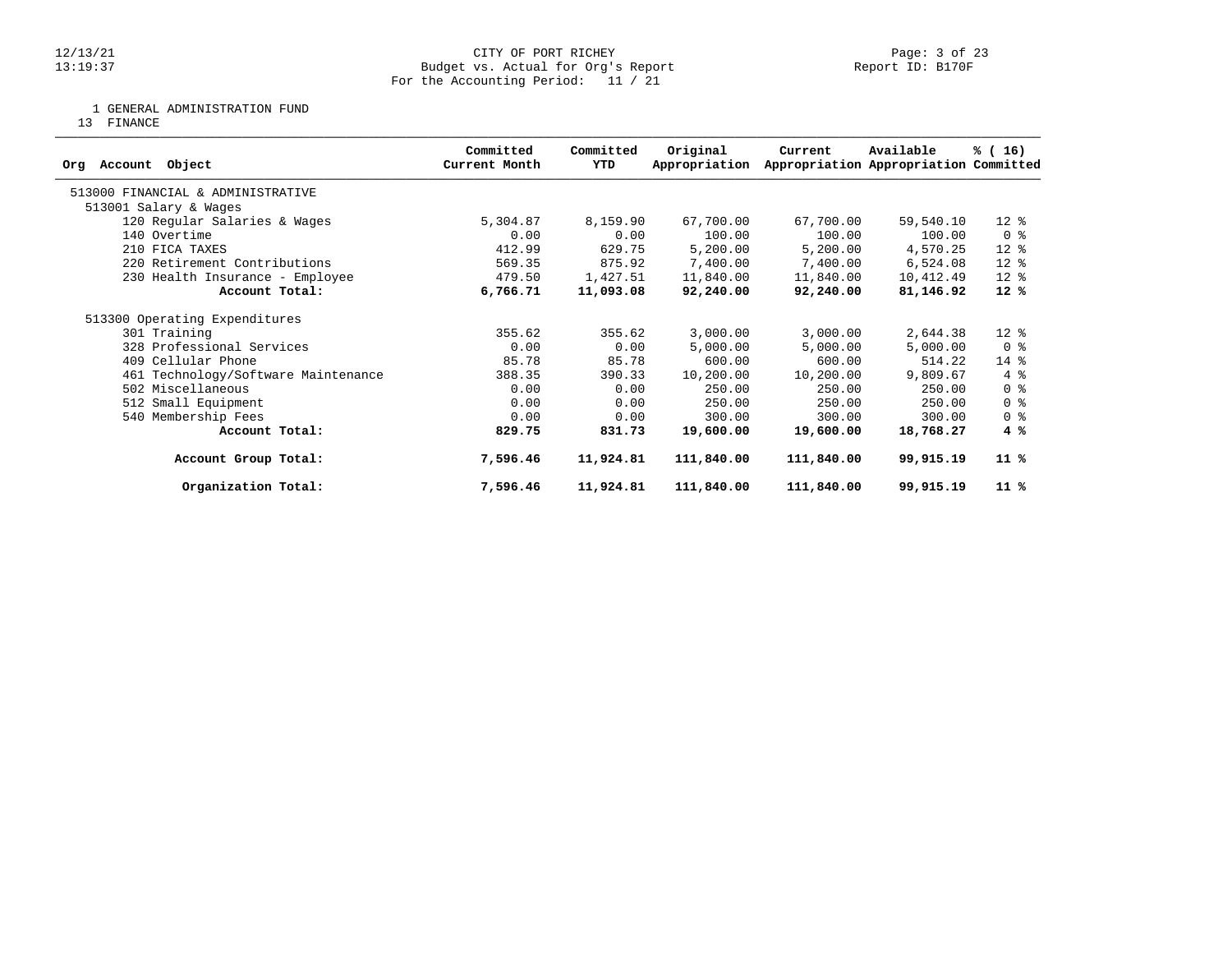CITY OF PORT RICHEY
Budget vs. Actual for Org's Report
For the Accounting Period: 11 / 21

12/13/21
13:19:37

Report ID: B170F

1 GENERAL ADMINISTRATION FUND
13 FINANCE

| Org Account Object | Committed Current Month | Committed YTD | Original Appropriation | Current Appropriation | Available Appropriation | % ( 16) Committed |
|---|---|---|---|---|---|---|
| 513000 FINANCIAL & ADMINISTRATIVE | | | | | | |
| 513001 Salary & Wages | | | | | | |
| 120 Regular Salaries & Wages | 5,304.87 | 8,159.90 | 67,700.00 | 67,700.00 | 59,540.10 | 12 % |
| 140 Overtime | 0.00 | 0.00 | 100.00 | 100.00 | 100.00 | 0 % |
| 210 FICA TAXES | 412.99 | 629.75 | 5,200.00 | 5,200.00 | 4,570.25 | 12 % |
| 220 Retirement Contributions | 569.35 | 875.92 | 7,400.00 | 7,400.00 | 6,524.08 | 12 % |
| 230 Health Insurance - Employee | 479.50 | 1,427.51 | 11,840.00 | 11,840.00 | 10,412.49 | 12 % |
| **Account Total:** | **6,766.71** | **11,093.08** | **92,240.00** | **92,240.00** | **81,146.92** | **12 %** |
| 513300 Operating Expenditures | | | | | | |
| 301 Training | 355.62 | 355.62 | 3,000.00 | 3,000.00 | 2,644.38 | 12 % |
| 328 Professional Services | 0.00 | 0.00 | 5,000.00 | 5,000.00 | 5,000.00 | 0 % |
| 409 Cellular Phone | 85.78 | 85.78 | 600.00 | 600.00 | 514.22 | 14 % |
| 461 Technology/Software Maintenance | 388.35 | 390.33 | 10,200.00 | 10,200.00 | 9,809.67 | 4 % |
| 502 Miscellaneous | 0.00 | 0.00 | 250.00 | 250.00 | 250.00 | 0 % |
| 512 Small Equipment | 0.00 | 0.00 | 250.00 | 250.00 | 250.00 | 0 % |
| 540 Membership Fees | 0.00 | 0.00 | 300.00 | 300.00 | 300.00 | 0 % |
| **Account Total:** | **829.75** | **831.73** | **19,600.00** | **19,600.00** | **18,768.27** | **4 %** |
| **Account Group Total:** | **7,596.46** | **11,924.81** | **111,840.00** | **111,840.00** | **99,915.19** | **11 %** |
| **Organization Total:** | **7,596.46** | **11,924.81** | **111,840.00** | **111,840.00** | **99,915.19** | **11 %** |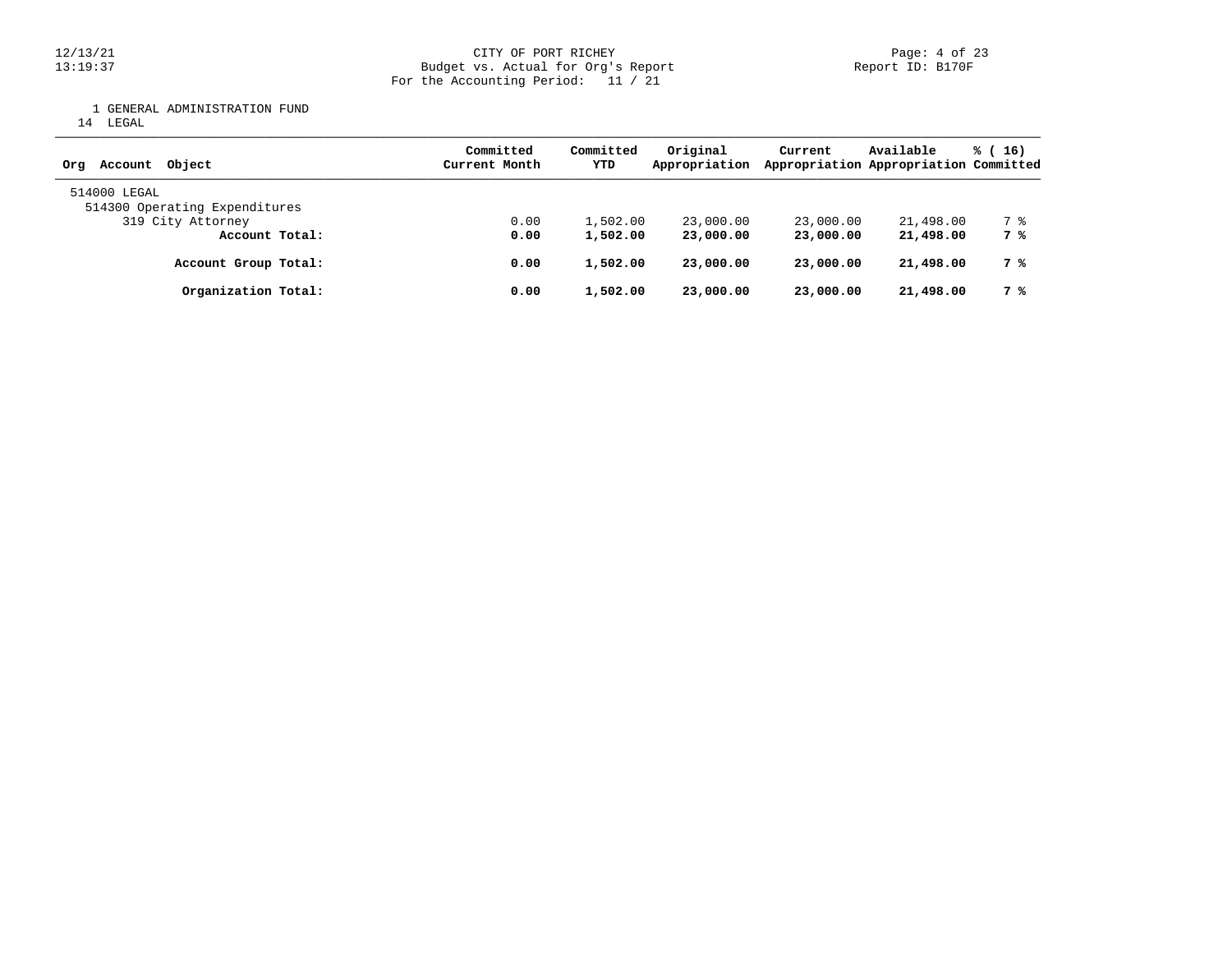CITY OF PORT RICHEY
Budget vs. Actual for Org's Report
For the Accounting Period: 11 / 21

1 GENERAL ADMINISTRATION FUND
14 LEGAL

| Org Account Object | Committed Current Month | Committed YTD | Original Appropriation | Current Appropriation | Available Appropriation | % ( 16) Committed |
|---|---|---|---|---|---|---|
| 514000 LEGAL | | | | | | |
| 514300 Operating Expenditures | | | | | | |
| 319 City Attorney | 0.00 | 1,502.00 | 23,000.00 | 23,000.00 | 21,498.00 | 7 % |
| **Account Total:** | **0.00** | **1,502.00** | **23,000.00** | **23,000.00** | **21,498.00** | **7 %** |
| **Account Group Total:** | **0.00** | **1,502.00** | **23,000.00** | **23,000.00** | **21,498.00** | **7 %** |
| **Organization Total:** | **0.00** | **1,502.00** | **23,000.00** | **23,000.00** | **21,498.00** | **7 %** |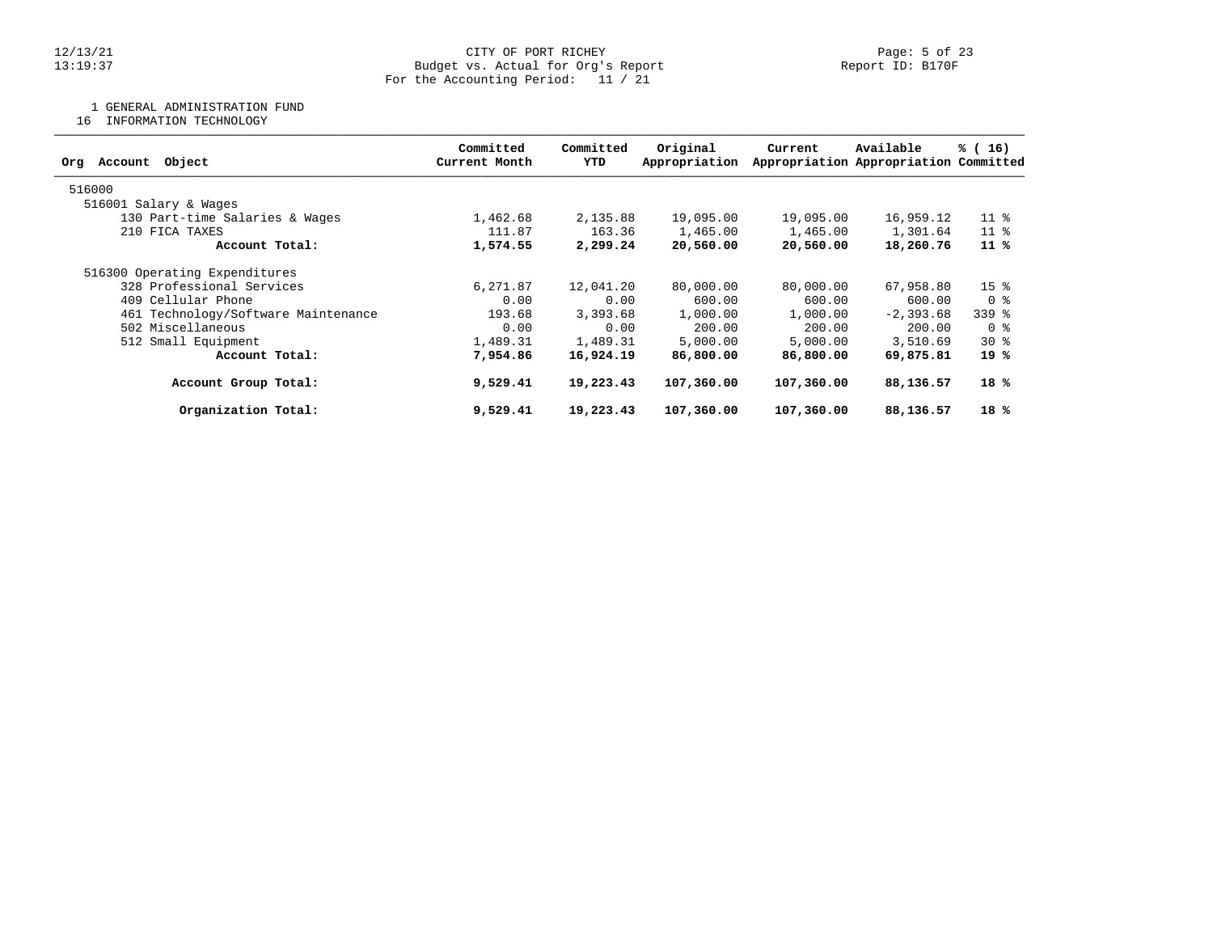CITY OF PORT RICHEY
Budget vs. Actual for Org's Report
For the Accounting Period: 11 / 21

1 GENERAL ADMINISTRATION FUND
16 INFORMATION TECHNOLOGY

| Org Account Object | Committed Current Month | Committed YTD | Original Appropriation | Current Appropriation | Available Appropriation | % ( 16) Committed |
|---|---|---|---|---|---|---|
| 516000 | | | | | | |
| 516001 Salary & Wages | | | | | | |
| 130 Part-time Salaries & Wages | 1,462.68 | 2,135.88 | 19,095.00 | 19,095.00 | 16,959.12 | 11 % |
| 210 FICA TAXES | 111.87 | 163.36 | 1,465.00 | 1,465.00 | 1,301.64 | 11 % |
| **Account Total:** | **1,574.55** | **2,299.24** | **20,560.00** | **20,560.00** | **18,260.76** | **11 %** |
| 516300 Operating Expenditures | | | | | | |
| 328 Professional Services | 6,271.87 | 12,041.20 | 80,000.00 | 80,000.00 | 67,958.80 | 15 % |
| 409 Cellular Phone | 0.00 | 0.00 | 600.00 | 600.00 | 600.00 | 0 % |
| 461 Technology/Software Maintenance | 193.68 | 3,393.68 | 1,000.00 | 1,000.00 | -2,393.68 | 339 % |
| 502 Miscellaneous | 0.00 | 0.00 | 200.00 | 200.00 | 200.00 | 0 % |
| 512 Small Equipment | 1,489.31 | 1,489.31 | 5,000.00 | 5,000.00 | 3,510.69 | 30 % |
| **Account Total:** | **7,954.86** | **16,924.19** | **86,800.00** | **86,800.00** | **69,875.81** | **19 %** |
| **Account Group Total:** | **9,529.41** | **19,223.43** | **107,360.00** | **107,360.00** | **88,136.57** | **18 %** |
| **Organization Total:** | **9,529.41** | **19,223.43** | **107,360.00** | **107,360.00** | **88,136.57** | **18 %** |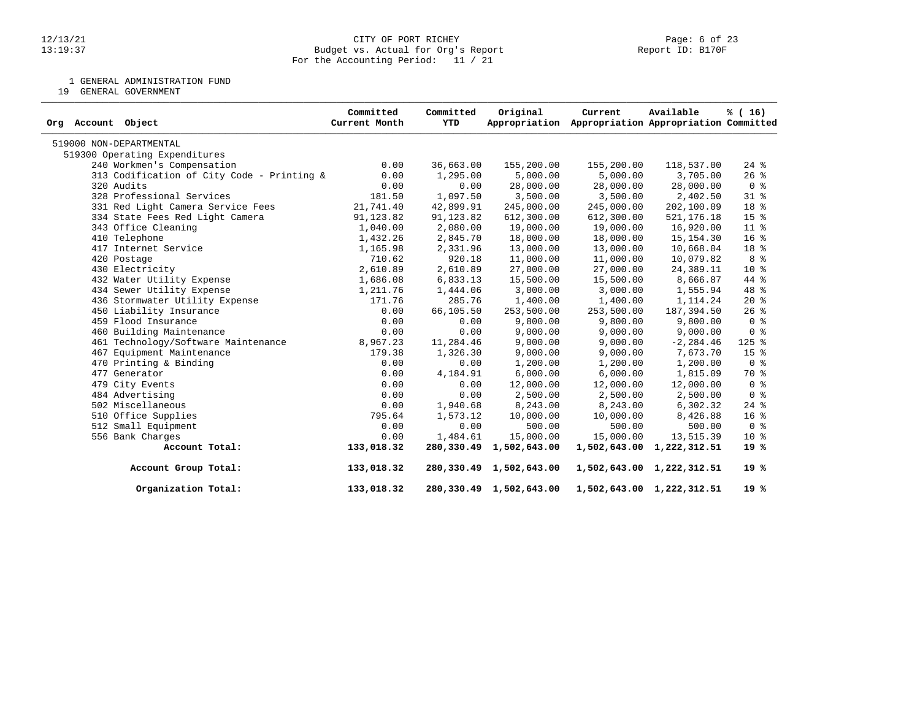CITY OF PORT RICHEY
Budget vs. Actual for Org's Report
For the Accounting Period: 11 / 21

12/13/21
13:19:37

Report ID: B170F

1 GENERAL ADMINISTRATION FUND
19 GENERAL GOVERNMENT

| Org Account Object | Committed Current Month | Committed YTD | Original Appropriation | Current Appropriation | Available Appropriation | % ( 16) Committed |
|---|---|---|---|---|---|---|
| 519000 NON-DEPARTMENTAL | | | | | | |
| 519300 Operating Expenditures | | | | | | |
| 240 Workmen's Compensation | 0.00 | 36,663.00 | 155,200.00 | 155,200.00 | 118,537.00 | 24 % |
| 313 Codification of City Code - Printing & | 0.00 | 1,295.00 | 5,000.00 | 5,000.00 | 3,705.00 | 26 % |
| 320 Audits | 0.00 | 0.00 | 28,000.00 | 28,000.00 | 28,000.00 | 0 % |
| 328 Professional Services | 181.50 | 1,097.50 | 3,500.00 | 3,500.00 | 2,402.50 | 31 % |
| 331 Red Light Camera Service Fees | 21,741.40 | 42,899.91 | 245,000.00 | 245,000.00 | 202,100.09 | 18 % |
| 334 State Fees Red Light Camera | 91,123.82 | 91,123.82 | 612,300.00 | 612,300.00 | 521,176.18 | 15 % |
| 343 Office Cleaning | 1,040.00 | 2,080.00 | 19,000.00 | 19,000.00 | 16,920.00 | 11 % |
| 410 Telephone | 1,432.26 | 2,845.70 | 18,000.00 | 18,000.00 | 15,154.30 | 16 % |
| 417 Internet Service | 1,165.98 | 2,331.96 | 13,000.00 | 13,000.00 | 10,668.04 | 18 % |
| 420 Postage | 710.62 | 920.18 | 11,000.00 | 11,000.00 | 10,079.82 | 8 % |
| 430 Electricity | 2,610.89 | 2,610.89 | 27,000.00 | 27,000.00 | 24,389.11 | 10 % |
| 432 Water Utility Expense | 1,686.08 | 6,833.13 | 15,500.00 | 15,500.00 | 8,666.87 | 44 % |
| 434 Sewer Utility Expense | 1,211.76 | 1,444.06 | 3,000.00 | 3,000.00 | 1,555.94 | 48 % |
| 436 Stormwater Utility Expense | 171.76 | 285.76 | 1,400.00 | 1,400.00 | 1,114.24 | 20 % |
| 450 Liability Insurance | 0.00 | 66,105.50 | 253,500.00 | 253,500.00 | 187,394.50 | 26 % |
| 459 Flood Insurance | 0.00 | 0.00 | 9,800.00 | 9,800.00 | 9,800.00 | 0 % |
| 460 Building Maintenance | 0.00 | 0.00 | 9,000.00 | 9,000.00 | 9,000.00 | 0 % |
| 461 Technology/Software Maintenance | 8,967.23 | 11,284.46 | 9,000.00 | 9,000.00 | -2,284.46 | 125 % |
| 467 Equipment Maintenance | 179.38 | 1,326.30 | 9,000.00 | 9,000.00 | 7,673.70 | 15 % |
| 470 Printing & Binding | 0.00 | 0.00 | 1,200.00 | 1,200.00 | 1,200.00 | 0 % |
| 477 Generator | 0.00 | 4,184.91 | 6,000.00 | 6,000.00 | 1,815.09 | 70 % |
| 479 City Events | 0.00 | 0.00 | 12,000.00 | 12,000.00 | 12,000.00 | 0 % |
| 484 Advertising | 0.00 | 0.00 | 2,500.00 | 2,500.00 | 2,500.00 | 0 % |
| 502 Miscellaneous | 0.00 | 1,940.68 | 8,243.00 | 8,243.00 | 6,302.32 | 24 % |
| 510 Office Supplies | 795.64 | 1,573.12 | 10,000.00 | 10,000.00 | 8,426.88 | 16 % |
| 512 Small Equipment | 0.00 | 0.00 | 500.00 | 500.00 | 500.00 | 0 % |
| 556 Bank Charges | 0.00 | 1,484.61 | 15,000.00 | 15,000.00 | 13,515.39 | 10 % |
| **Account Total:** | **133,018.32** | **280,330.49** | **1,502,643.00** | **1,502,643.00** | **1,222,312.51** | **19 %** |
| **Account Group Total:** | **133,018.32** | **280,330.49** | **1,502,643.00** | **1,502,643.00** | **1,222,312.51** | **19 %** |
| **Organization Total:** | **133,018.32** | **280,330.49** | **1,502,643.00** | **1,502,643.00** | **1,222,312.51** | **19 %** |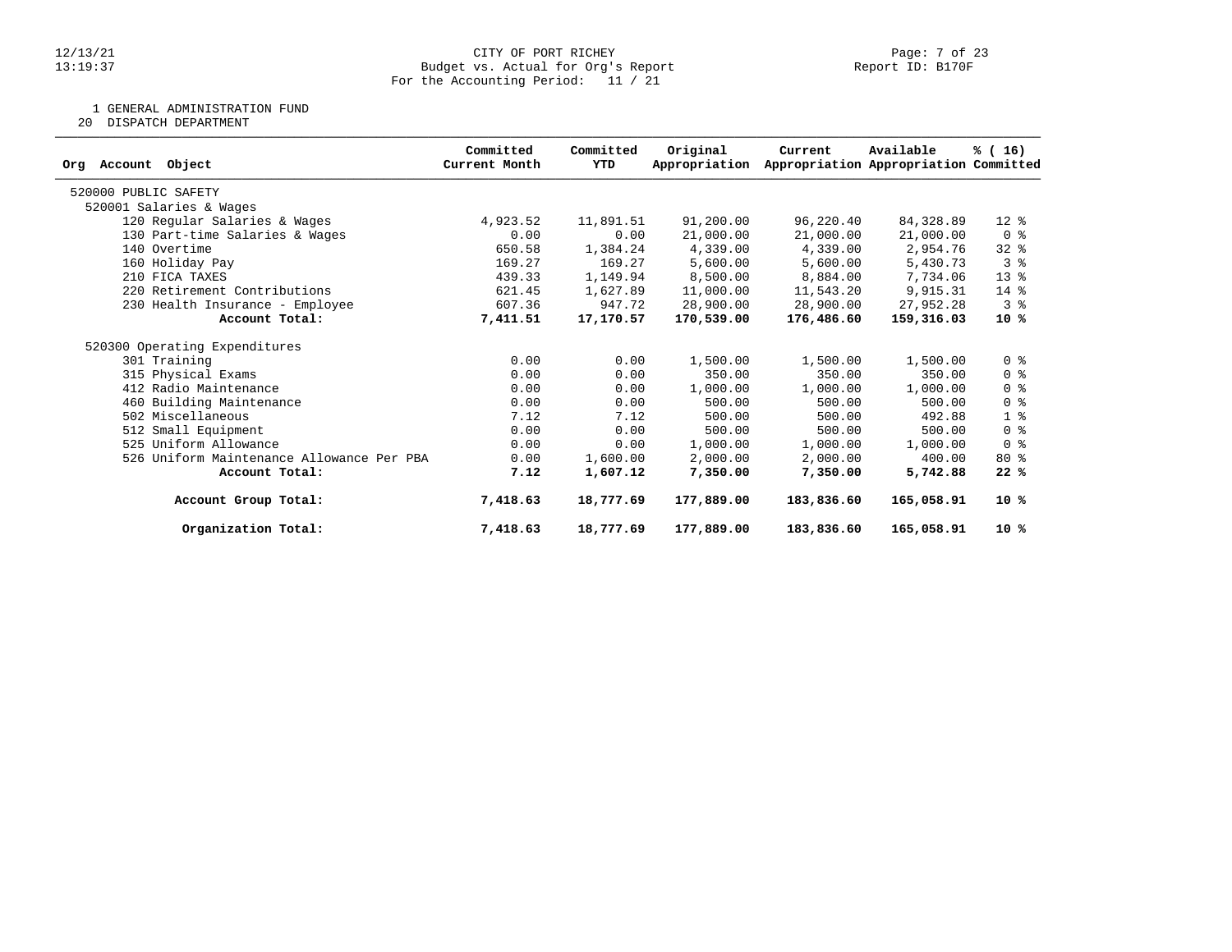CITY OF PORT RICHEY
Budget vs. Actual for Org's Report
For the Accounting Period: 11 / 21

Report ID: B170F

1 GENERAL ADMINISTRATION FUND
20 DISPATCH DEPARTMENT

| Org Account Object | Committed Current Month | Committed YTD | Original Appropriation | Current Appropriation | Available Appropriation | % ( 16) Committed |
|---|---|---|---|---|---|---|
| 520000 PUBLIC SAFETY | | | | | | |
| 520001 Salaries & Wages | | | | | | |
| 120 Regular Salaries & Wages | 4,923.52 | 11,891.51 | 91,200.00 | 96,220.40 | 84,328.89 | 12 % |
| 130 Part-time Salaries & Wages | 0.00 | 0.00 | 21,000.00 | 21,000.00 | 21,000.00 | 0 % |
| 140 Overtime | 650.58 | 1,384.24 | 4,339.00 | 4,339.00 | 2,954.76 | 32 % |
| 160 Holiday Pay | 169.27 | 169.27 | 5,600.00 | 5,600.00 | 5,430.73 | 3 % |
| 210 FICA TAXES | 439.33 | 1,149.94 | 8,500.00 | 8,884.00 | 7,734.06 | 13 % |
| 220 Retirement Contributions | 621.45 | 1,627.89 | 11,000.00 | 11,543.20 | 9,915.31 | 14 % |
| 230 Health Insurance - Employee | 607.36 | 947.72 | 28,900.00 | 28,900.00 | 27,952.28 | 3 % |
| **Account Total:** | **7,411.51** | **17,170.57** | **170,539.00** | **176,486.60** | **159,316.03** | **10 %** |
| 520300 Operating Expenditures | | | | | | |
| 301 Training | 0.00 | 0.00 | 1,500.00 | 1,500.00 | 1,500.00 | 0 % |
| 315 Physical Exams | 0.00 | 0.00 | 350.00 | 350.00 | 350.00 | 0 % |
| 412 Radio Maintenance | 0.00 | 0.00 | 1,000.00 | 1,000.00 | 1,000.00 | 0 % |
| 460 Building Maintenance | 0.00 | 0.00 | 500.00 | 500.00 | 500.00 | 0 % |
| 502 Miscellaneous | 7.12 | 7.12 | 500.00 | 500.00 | 492.88 | 1 % |
| 512 Small Equipment | 0.00 | 0.00 | 500.00 | 500.00 | 500.00 | 0 % |
| 525 Uniform Allowance | 0.00 | 0.00 | 1,000.00 | 1,000.00 | 1,000.00 | 0 % |
| 526 Uniform Maintenance Allowance Per PBA | 0.00 | 1,600.00 | 2,000.00 | 2,000.00 | 400.00 | 80 % |
| **Account Total:** | **7.12** | **1,607.12** | **7,350.00** | **7,350.00** | **5,742.88** | **22 %** |
| **Account Group Total:** | **7,418.63** | **18,777.69** | **177,889.00** | **183,836.60** | **165,058.91** | **10 %** |
| **Organization Total:** | **7,418.63** | **18,777.69** | **177,889.00** | **183,836.60** | **165,058.91** | **10 %** |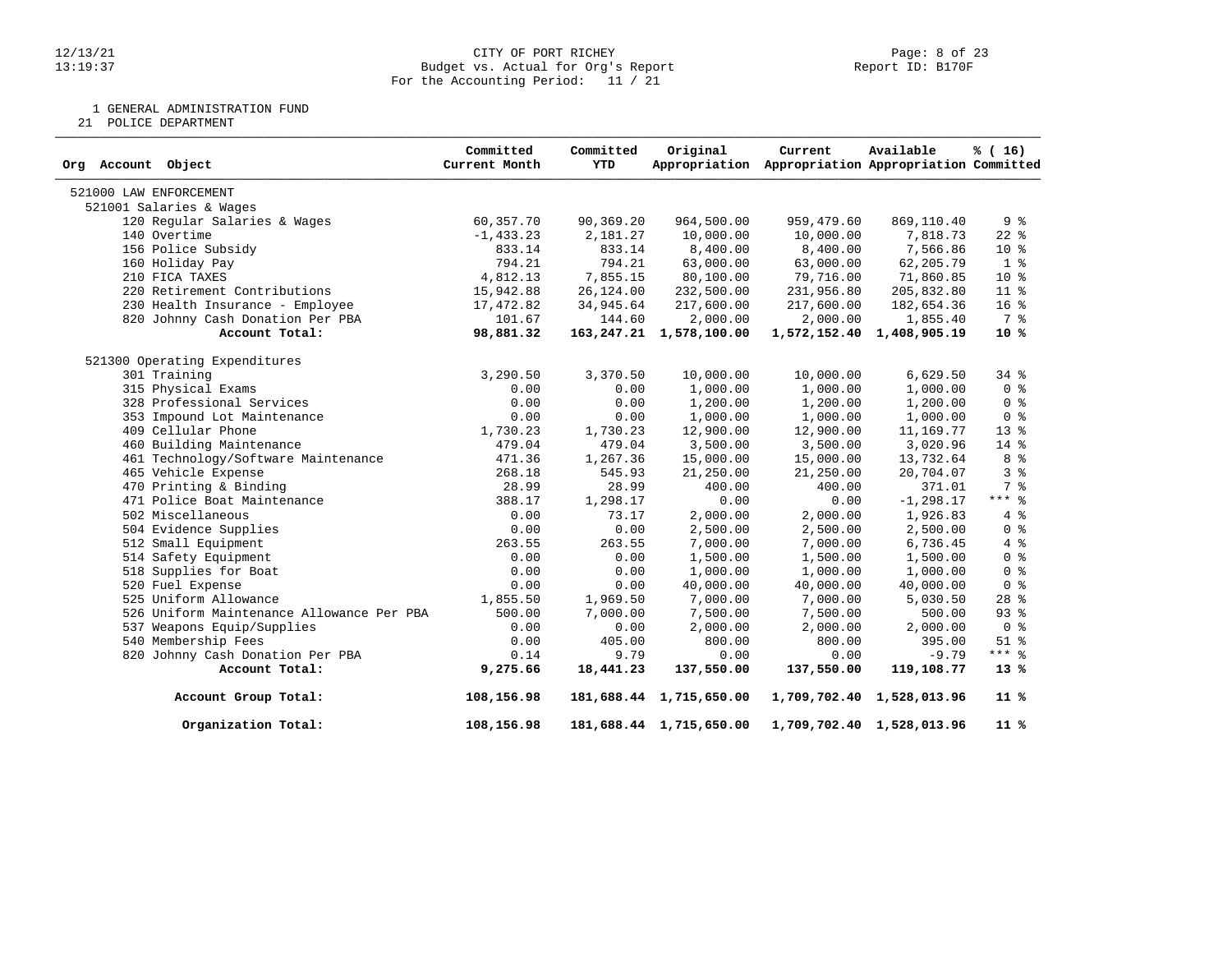CITY OF PORT RICHEY
Budget vs. Actual for Org's Report
For the Accounting Period: 11 / 21

1 GENERAL ADMINISTRATION FUND
21 POLICE DEPARTMENT

| Org Account Object | Committed Current Month | Committed YTD | Original Appropriation | Current Appropriation | Available Appropriation | % ( 16) Committed |
|---|---|---|---|---|---|---|
| 521000 LAW ENFORCEMENT | | | | | | |
| 521001 Salaries & Wages | | | | | | |
| 120 Regular Salaries & Wages | 60,357.70 | 90,369.20 | 964,500.00 | 959,479.60 | 869,110.40 | 9 % |
| 140 Overtime | -1,433.23 | 2,181.27 | 10,000.00 | 10,000.00 | 7,818.73 | 22 % |
| 156 Police Subsidy | 833.14 | 833.14 | 8,400.00 | 8,400.00 | 7,566.86 | 10 % |
| 160 Holiday Pay | 794.21 | 794.21 | 63,000.00 | 63,000.00 | 62,205.79 | 1 % |
| 210 FICA TAXES | 4,812.13 | 7,855.15 | 80,100.00 | 79,716.00 | 71,860.85 | 10 % |
| 220 Retirement Contributions | 15,942.88 | 26,124.00 | 232,500.00 | 231,956.80 | 205,832.80 | 11 % |
| 230 Health Insurance - Employee | 17,472.82 | 34,945.64 | 217,600.00 | 217,600.00 | 182,654.36 | 16 % |
| 820 Johnny Cash Donation Per PBA | 101.67 | 144.60 | 2,000.00 | 2,000.00 | 1,855.40 | 7 % |
| **Account Total:** | **98,881.32** | **163,247.21** | **1,578,100.00** | **1,572,152.40** | **1,408,905.19** | **10 %** |
| 521300 Operating Expenditures | | | | | | |
| 301 Training | 3,290.50 | 3,370.50 | 10,000.00 | 10,000.00 | 6,629.50 | 34 % |
| 315 Physical Exams | 0.00 | 0.00 | 1,000.00 | 1,000.00 | 1,000.00 | 0 % |
| 328 Professional Services | 0.00 | 0.00 | 1,200.00 | 1,200.00 | 1,200.00 | 0 % |
| 353 Impound Lot Maintenance | 0.00 | 0.00 | 1,000.00 | 1,000.00 | 1,000.00 | 0 % |
| 409 Cellular Phone | 1,730.23 | 1,730.23 | 12,900.00 | 12,900.00 | 11,169.77 | 13 % |
| 460 Building Maintenance | 479.04 | 479.04 | 3,500.00 | 3,500.00 | 3,020.96 | 14 % |
| 461 Technology/Software Maintenance | 471.36 | 1,267.36 | 15,000.00 | 15,000.00 | 13,732.64 | 8 % |
| 465 Vehicle Expense | 268.18 | 545.93 | 21,250.00 | 21,250.00 | 20,704.07 | 3 % |
| 470 Printing & Binding | 28.99 | 28.99 | 400.00 | 400.00 | 371.01 | 7 % |
| 471 Police Boat Maintenance | 388.17 | 1,298.17 | 0.00 | 0.00 | -1,298.17 | *** % |
| 502 Miscellaneous | 0.00 | 73.17 | 2,000.00 | 2,000.00 | 1,926.83 | 4 % |
| 504 Evidence Supplies | 0.00 | 0.00 | 2,500.00 | 2,500.00 | 2,500.00 | 0 % |
| 512 Small Equipment | 263.55 | 263.55 | 7,000.00 | 7,000.00 | 6,736.45 | 4 % |
| 514 Safety Equipment | 0.00 | 0.00 | 1,500.00 | 1,500.00 | 1,500.00 | 0 % |
| 518 Supplies for Boat | 0.00 | 0.00 | 1,000.00 | 1,000.00 | 1,000.00 | 0 % |
| 520 Fuel Expense | 0.00 | 0.00 | 40,000.00 | 40,000.00 | 40,000.00 | 0 % |
| 525 Uniform Allowance | 1,855.50 | 1,969.50 | 7,000.00 | 7,000.00 | 5,030.50 | 28 % |
| 526 Uniform Maintenance Allowance Per PBA | 500.00 | 7,000.00 | 7,500.00 | 7,500.00 | 500.00 | 93 % |
| 537 Weapons Equip/Supplies | 0.00 | 0.00 | 2,000.00 | 2,000.00 | 2,000.00 | 0 % |
| 540 Membership Fees | 0.00 | 405.00 | 800.00 | 800.00 | 395.00 | 51 % |
| 820 Johnny Cash Donation Per PBA | 0.14 | 9.79 | 0.00 | 0.00 | -9.79 | *** % |
| **Account Total:** | **9,275.66** | **18,441.23** | **137,550.00** | **137,550.00** | **119,108.77** | **13 %** |
| **Account Group Total:** | **108,156.98** | **181,688.44** | **1,715,650.00** | **1,709,702.40** | **1,528,013.96** | **11 %** |
| **Organization Total:** | **108,156.98** | **181,688.44** | **1,715,650.00** | **1,709,702.40** | **1,528,013.96** | **11 %** |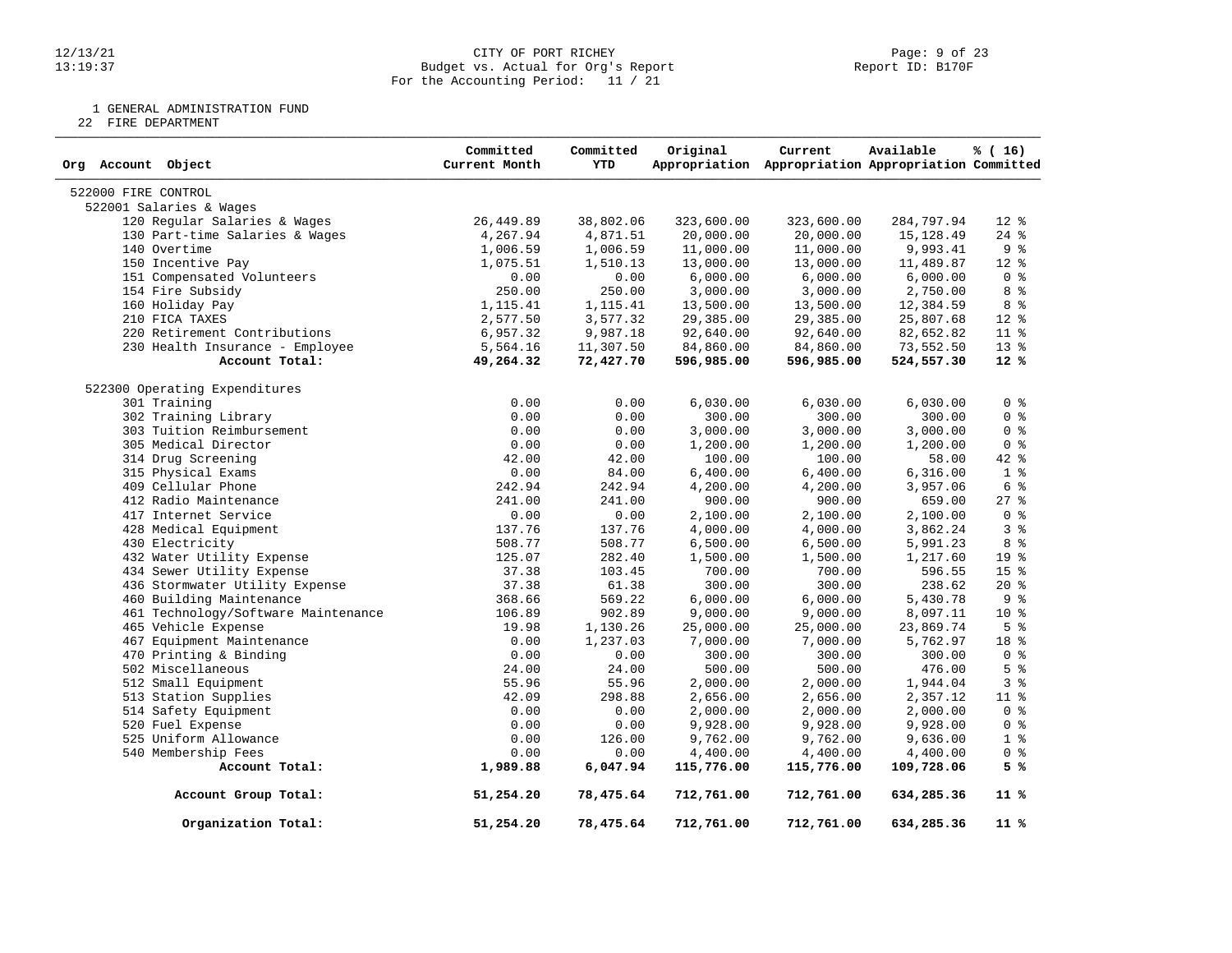CITY OF PORT RICHEY
Budget vs. Actual for Org's Report
For the Accounting Period: 11 / 21

1 GENERAL ADMINISTRATION FUND
22 FIRE DEPARTMENT

| Org Account Object | Committed Current Month | Committed YTD | Original Appropriation | Current Appropriation | Available Appropriation | % ( 16) Committed |
|---|---|---|---|---|---|---|
| 522000 FIRE CONTROL | | | | | | |
| 522001 Salaries & Wages | | | | | | |
| 120 Regular Salaries & Wages | 26,449.89 | 38,802.06 | 323,600.00 | 323,600.00 | 284,797.94 | 12 % |
| 130 Part-time Salaries & Wages | 4,267.94 | 4,871.51 | 20,000.00 | 20,000.00 | 15,128.49 | 24 % |
| 140 Overtime | 1,006.59 | 1,006.59 | 11,000.00 | 11,000.00 | 9,993.41 | 9 % |
| 150 Incentive Pay | 1,075.51 | 1,510.13 | 13,000.00 | 13,000.00 | 11,489.87 | 12 % |
| 151 Compensated Volunteers | 0.00 | 0.00 | 6,000.00 | 6,000.00 | 6,000.00 | 0 % |
| 154 Fire Subsidy | 250.00 | 250.00 | 3,000.00 | 3,000.00 | 2,750.00 | 8 % |
| 160 Holiday Pay | 1,115.41 | 1,115.41 | 13,500.00 | 13,500.00 | 12,384.59 | 8 % |
| 210 FICA TAXES | 2,577.50 | 3,577.32 | 29,385.00 | 29,385.00 | 25,807.68 | 12 % |
| 220 Retirement Contributions | 6,957.32 | 9,987.18 | 92,640.00 | 92,640.00 | 82,652.82 | 11 % |
| 230 Health Insurance - Employee | 5,564.16 | 11,307.50 | 84,860.00 | 84,860.00 | 73,552.50 | 13 % |
| **Account Total:** | **49,264.32** | **72,427.70** | **596,985.00** | **596,985.00** | **524,557.30** | **12 %** |
| 522300 Operating Expenditures | | | | | | |
| 301 Training | 0.00 | 0.00 | 6,030.00 | 6,030.00 | 6,030.00 | 0 % |
| 302 Training Library | 0.00 | 0.00 | 300.00 | 300.00 | 300.00 | 0 % |
| 303 Tuition Reimbursement | 0.00 | 0.00 | 3,000.00 | 3,000.00 | 3,000.00 | 0 % |
| 305 Medical Director | 0.00 | 0.00 | 1,200.00 | 1,200.00 | 1,200.00 | 0 % |
| 314 Drug Screening | 42.00 | 42.00 | 100.00 | 100.00 | 58.00 | 42 % |
| 315 Physical Exams | 0.00 | 84.00 | 6,400.00 | 6,400.00 | 6,316.00 | 1 % |
| 409 Cellular Phone | 242.94 | 242.94 | 4,200.00 | 4,200.00 | 3,957.06 | 6 % |
| 412 Radio Maintenance | 241.00 | 241.00 | 900.00 | 900.00 | 659.00 | 27 % |
| 417 Internet Service | 0.00 | 0.00 | 2,100.00 | 2,100.00 | 2,100.00 | 0 % |
| 428 Medical Equipment | 137.76 | 137.76 | 4,000.00 | 4,000.00 | 3,862.24 | 3 % |
| 430 Electricity | 508.77 | 508.77 | 6,500.00 | 6,500.00 | 5,991.23 | 8 % |
| 432 Water Utility Expense | 125.07 | 282.40 | 1,500.00 | 1,500.00 | 1,217.60 | 19 % |
| 434 Sewer Utility Expense | 37.38 | 103.45 | 700.00 | 700.00 | 596.55 | 15 % |
| 436 Stormwater Utility Expense | 37.38 | 61.38 | 300.00 | 300.00 | 238.62 | 20 % |
| 460 Building Maintenance | 368.66 | 569.22 | 6,000.00 | 6,000.00 | 5,430.78 | 9 % |
| 461 Technology/Software Maintenance | 106.89 | 902.89 | 9,000.00 | 9,000.00 | 8,097.11 | 10 % |
| 465 Vehicle Expense | 19.98 | 1,130.26 | 25,000.00 | 25,000.00 | 23,869.74 | 5 % |
| 467 Equipment Maintenance | 0.00 | 1,237.03 | 7,000.00 | 7,000.00 | 5,762.97 | 18 % |
| 470 Printing & Binding | 0.00 | 0.00 | 300.00 | 300.00 | 300.00 | 0 % |
| 502 Miscellaneous | 24.00 | 24.00 | 500.00 | 500.00 | 476.00 | 5 % |
| 512 Small Equipment | 55.96 | 55.96 | 2,000.00 | 2,000.00 | 1,944.04 | 3 % |
| 513 Station Supplies | 42.09 | 298.88 | 2,656.00 | 2,656.00 | 2,357.12 | 11 % |
| 514 Safety Equipment | 0.00 | 0.00 | 2,000.00 | 2,000.00 | 2,000.00 | 0 % |
| 520 Fuel Expense | 0.00 | 0.00 | 9,928.00 | 9,928.00 | 9,928.00 | 0 % |
| 525 Uniform Allowance | 0.00 | 126.00 | 9,762.00 | 9,762.00 | 9,636.00 | 1 % |
| 540 Membership Fees | 0.00 | 0.00 | 4,400.00 | 4,400.00 | 4,400.00 | 0 % |
| **Account Total:** | **1,989.88** | **6,047.94** | **115,776.00** | **115,776.00** | **109,728.06** | **5 %** |
| **Account Group Total:** | **51,254.20** | **78,475.64** | **712,761.00** | **712,761.00** | **634,285.36** | **11 %** |
| **Organization Total:** | **51,254.20** | **78,475.64** | **712,761.00** | **712,761.00** | **634,285.36** | **11 %** |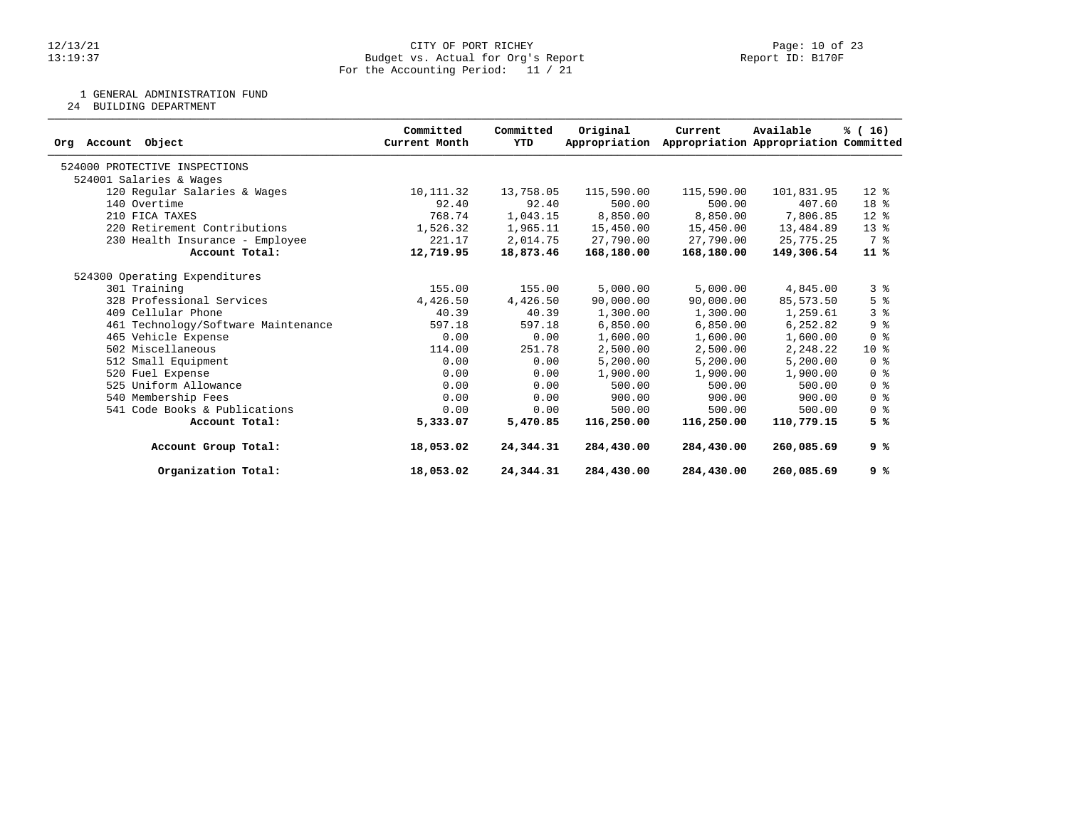CITY OF PORT RICHEY
Budget vs. Actual for Org's Report
For the Accounting Period: 11 / 21

1 GENERAL ADMINISTRATION FUND
24 BUILDING DEPARTMENT

| Org Account Object | Committed Current Month | Committed YTD | Original Appropriation | Current Appropriation | Available Appropriation | % ( 16) Committed |
|---|---|---|---|---|---|---|
| 524000 PROTECTIVE INSPECTIONS | | | | | | |
| 524001 Salaries & Wages | | | | | | |
| 120 Regular Salaries & Wages | 10,111.32 | 13,758.05 | 115,590.00 | 115,590.00 | 101,831.95 | 12 % |
| 140 Overtime | 92.40 | 92.40 | 500.00 | 500.00 | 407.60 | 18 % |
| 210 FICA TAXES | 768.74 | 1,043.15 | 8,850.00 | 8,850.00 | 7,806.85 | 12 % |
| 220 Retirement Contributions | 1,526.32 | 1,965.11 | 15,450.00 | 15,450.00 | 13,484.89 | 13 % |
| 230 Health Insurance - Employee | 221.17 | 2,014.75 | 27,790.00 | 27,790.00 | 25,775.25 | 7 % |
| **Account Total:** | **12,719.95** | **18,873.46** | **168,180.00** | **168,180.00** | **149,306.54** | **11 %** |
| 524300 Operating Expenditures | | | | | | |
| 301 Training | 155.00 | 155.00 | 5,000.00 | 5,000.00 | 4,845.00 | 3 % |
| 328 Professional Services | 4,426.50 | 4,426.50 | 90,000.00 | 90,000.00 | 85,573.50 | 5 % |
| 409 Cellular Phone | 40.39 | 40.39 | 1,300.00 | 1,300.00 | 1,259.61 | 3 % |
| 461 Technology/Software Maintenance | 597.18 | 597.18 | 6,850.00 | 6,850.00 | 6,252.82 | 9 % |
| 465 Vehicle Expense | 0.00 | 0.00 | 1,600.00 | 1,600.00 | 1,600.00 | 0 % |
| 502 Miscellaneous | 114.00 | 251.78 | 2,500.00 | 2,500.00 | 2,248.22 | 10 % |
| 512 Small Equipment | 0.00 | 0.00 | 5,200.00 | 5,200.00 | 5,200.00 | 0 % |
| 520 Fuel Expense | 0.00 | 0.00 | 1,900.00 | 1,900.00 | 1,900.00 | 0 % |
| 525 Uniform Allowance | 0.00 | 0.00 | 500.00 | 500.00 | 500.00 | 0 % |
| 540 Membership Fees | 0.00 | 0.00 | 900.00 | 900.00 | 900.00 | 0 % |
| 541 Code Books & Publications | 0.00 | 0.00 | 500.00 | 500.00 | 500.00 | 0 % |
| **Account Total:** | **5,333.07** | **5,470.85** | **116,250.00** | **116,250.00** | **110,779.15** | **5 %** |
| **Account Group Total:** | **18,053.02** | **24,344.31** | **284,430.00** | **284,430.00** | **260,085.69** | **9 %** |
| **Organization Total:** | **18,053.02** | **24,344.31** | **284,430.00** | **284,430.00** | **260,085.69** | **9 %** |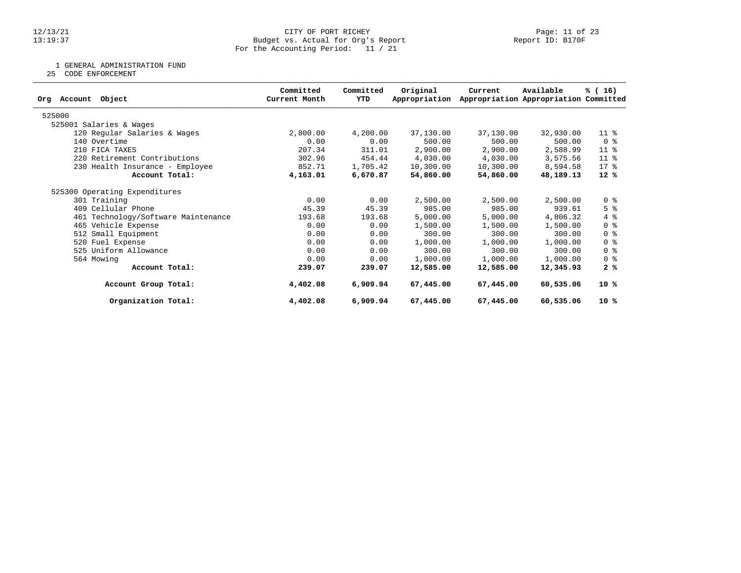CITY OF PORT RICHEY
Budget vs. Actual for Org's Report
For the Accounting Period: 11 / 21

1 GENERAL ADMINISTRATION FUND
25 CODE ENFORCEMENT

| Org Account Object | Committed Current Month | Committed YTD | Original Appropriation | Current Appropriation | Available Appropriation | % ( 16) Committed |
|---|---|---|---|---|---|---|
| 525000 | | | | | | |
| 525001 Salaries & Wages | | | | | | |
| 120 Regular Salaries & Wages | 2,800.00 | 4,200.00 | 37,130.00 | 37,130.00 | 32,930.00 | 11 % |
| 140 Overtime | 0.00 | 0.00 | 500.00 | 500.00 | 500.00 | 0 % |
| 210 FICA TAXES | 207.34 | 311.01 | 2,900.00 | 2,900.00 | 2,588.99 | 11 % |
| 220 Retirement Contributions | 302.96 | 454.44 | 4,030.00 | 4,030.00 | 3,575.56 | 11 % |
| 230 Health Insurance - Employee | 852.71 | 1,705.42 | 10,300.00 | 10,300.00 | 8,594.58 | 17 % |
| **Account Total:** | **4,163.01** | **6,670.87** | **54,860.00** | **54,860.00** | **48,189.13** | **12 %** |
| 525300 Operating Expenditures | | | | | | |
| 301 Training | 0.00 | 0.00 | 2,500.00 | 2,500.00 | 2,500.00 | 0 % |
| 409 Cellular Phone | 45.39 | 45.39 | 985.00 | 985.00 | 939.61 | 5 % |
| 461 Technology/Software Maintenance | 193.68 | 193.68 | 5,000.00 | 5,000.00 | 4,806.32 | 4 % |
| 465 Vehicle Expense | 0.00 | 0.00 | 1,500.00 | 1,500.00 | 1,500.00 | 0 % |
| 512 Small Equipment | 0.00 | 0.00 | 300.00 | 300.00 | 300.00 | 0 % |
| 520 Fuel Expense | 0.00 | 0.00 | 1,000.00 | 1,000.00 | 1,000.00 | 0 % |
| 525 Uniform Allowance | 0.00 | 0.00 | 300.00 | 300.00 | 300.00 | 0 % |
| 564 Mowing | 0.00 | 0.00 | 1,000.00 | 1,000.00 | 1,000.00 | 0 % |
| **Account Total:** | **239.07** | **239.07** | **12,585.00** | **12,585.00** | **12,345.93** | **2 %** |
| **Account Group Total:** | **4,402.08** | **6,909.94** | **67,445.00** | **67,445.00** | **60,535.06** | **10 %** |
| **Organization Total:** | **4,402.08** | **6,909.94** | **67,445.00** | **67,445.00** | **60,535.06** | **10 %** |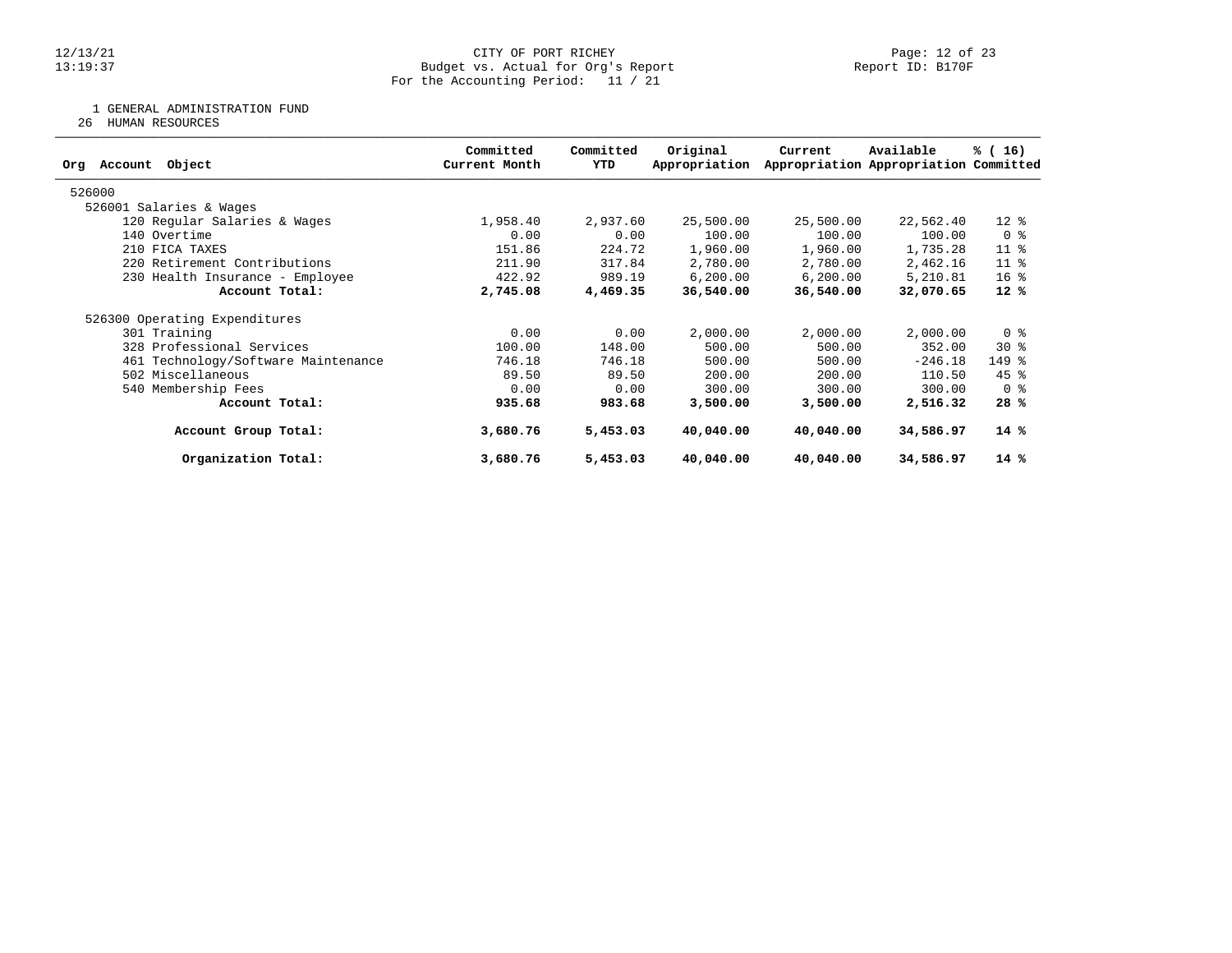CITY OF PORT RICHEY
Budget vs. Actual for Org's Report
For the Accounting Period: 11 / 21

Report ID: B170F

1 GENERAL ADMINISTRATION FUND
26 HUMAN RESOURCES

| Org Account Object | Committed Current Month | Committed YTD | Original Appropriation | Current Appropriation | Available Appropriation | % ( 16) Committed |
|---|---|---|---|---|---|---|
| 526000 | | | | | | |
| 526001 Salaries & Wages | | | | | | |
| 120 Regular Salaries & Wages | 1,958.40 | 2,937.60 | 25,500.00 | 25,500.00 | 22,562.40 | 12 % |
| 140 Overtime | 0.00 | 0.00 | 100.00 | 100.00 | 100.00 | 0 % |
| 210 FICA TAXES | 151.86 | 224.72 | 1,960.00 | 1,960.00 | 1,735.28 | 11 % |
| 220 Retirement Contributions | 211.90 | 317.84 | 2,780.00 | 2,780.00 | 2,462.16 | 11 % |
| 230 Health Insurance - Employee | 422.92 | 989.19 | 6,200.00 | 6,200.00 | 5,210.81 | 16 % |
| **Account Total:** | **2,745.08** | **4,469.35** | **36,540.00** | **36,540.00** | **32,070.65** | **12 %** |
| 526300 Operating Expenditures | | | | | | |
| 301 Training | 0.00 | 0.00 | 2,000.00 | 2,000.00 | 2,000.00 | 0 % |
| 328 Professional Services | 100.00 | 148.00 | 500.00 | 500.00 | 352.00 | 30 % |
| 461 Technology/Software Maintenance | 746.18 | 746.18 | 500.00 | 500.00 | -246.18 | 149 % |
| 502 Miscellaneous | 89.50 | 89.50 | 200.00 | 200.00 | 110.50 | 45 % |
| 540 Membership Fees | 0.00 | 0.00 | 300.00 | 300.00 | 300.00 | 0 % |
| **Account Total:** | **935.68** | **983.68** | **3,500.00** | **3,500.00** | **2,516.32** | **28 %** |
| **Account Group Total:** | **3,680.76** | **5,453.03** | **40,040.00** | **40,040.00** | **34,586.97** | **14 %** |
| **Organization Total:** | **3,680.76** | **5,453.03** | **40,040.00** | **40,040.00** | **34,586.97** | **14 %** |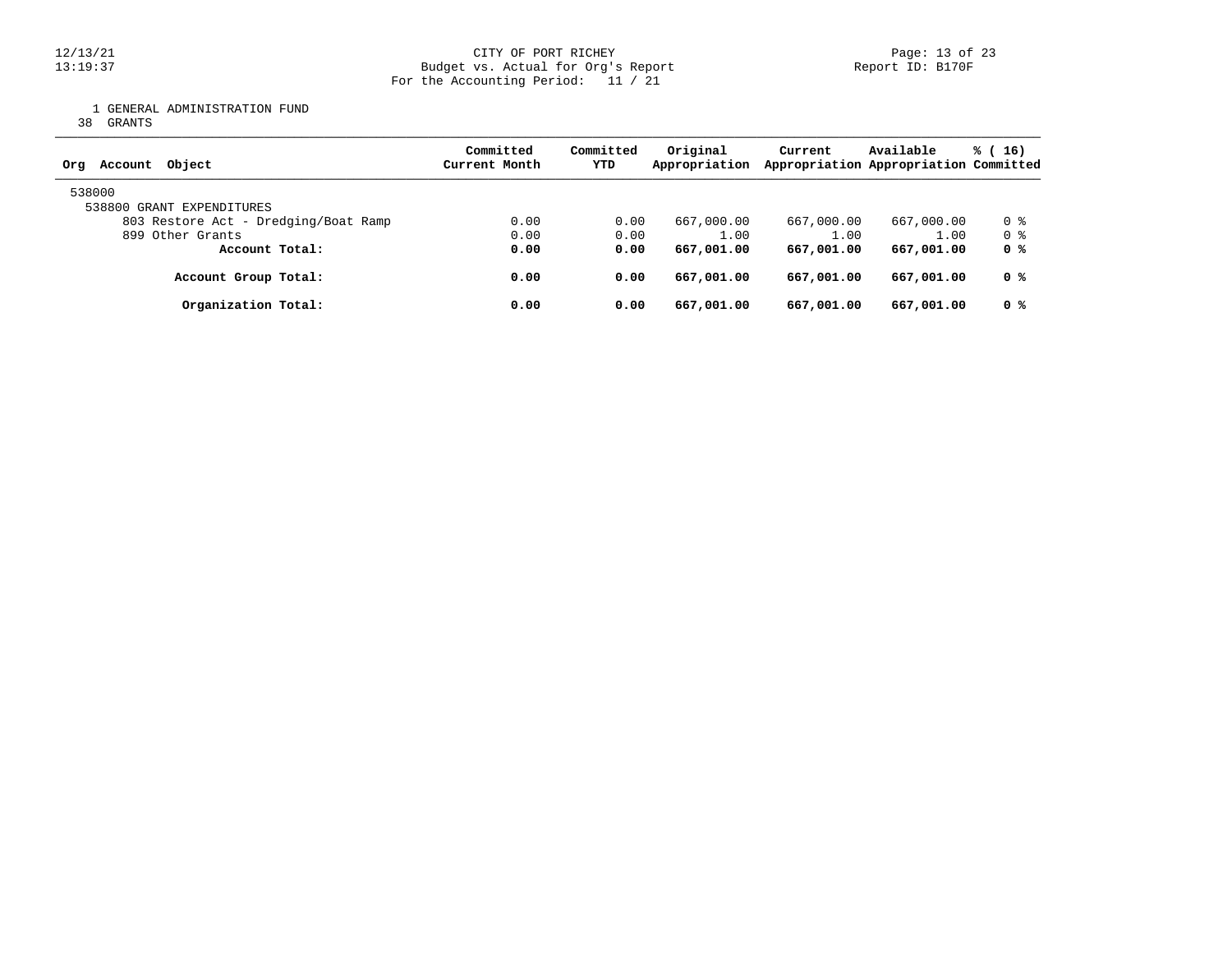1 GENERAL ADMINISTRATION FUND
38 GRANTS

| Org Account Object | Committed Current Month | Committed YTD | Original Appropriation | Current Appropriation | Available Appropriation | % ( 16) Committed |
|---|---|---|---|---|---|---|
| 538000 | | | | | | |
| 538800 GRANT EXPENDITURES | | | | | | |
| 803 Restore Act - Dredging/Boat Ramp | 0.00 | 0.00 | 667,000.00 | 667,000.00 | 667,000.00 | 0 % |
| 899 Other Grants | 0.00 | 0.00 | 1.00 | 1.00 | 1.00 | 0 % |
| **Account Total:** | **0.00** | **0.00** | **667,001.00** | **667,001.00** | **667,001.00** | **0 %** |
| **Account Group Total:** | **0.00** | **0.00** | **667,001.00** | **667,001.00** | **667,001.00** | **0 %** |
| **Organization Total:** | **0.00** | **0.00** | **667,001.00** | **667,001.00** | **667,001.00** | **0 %** |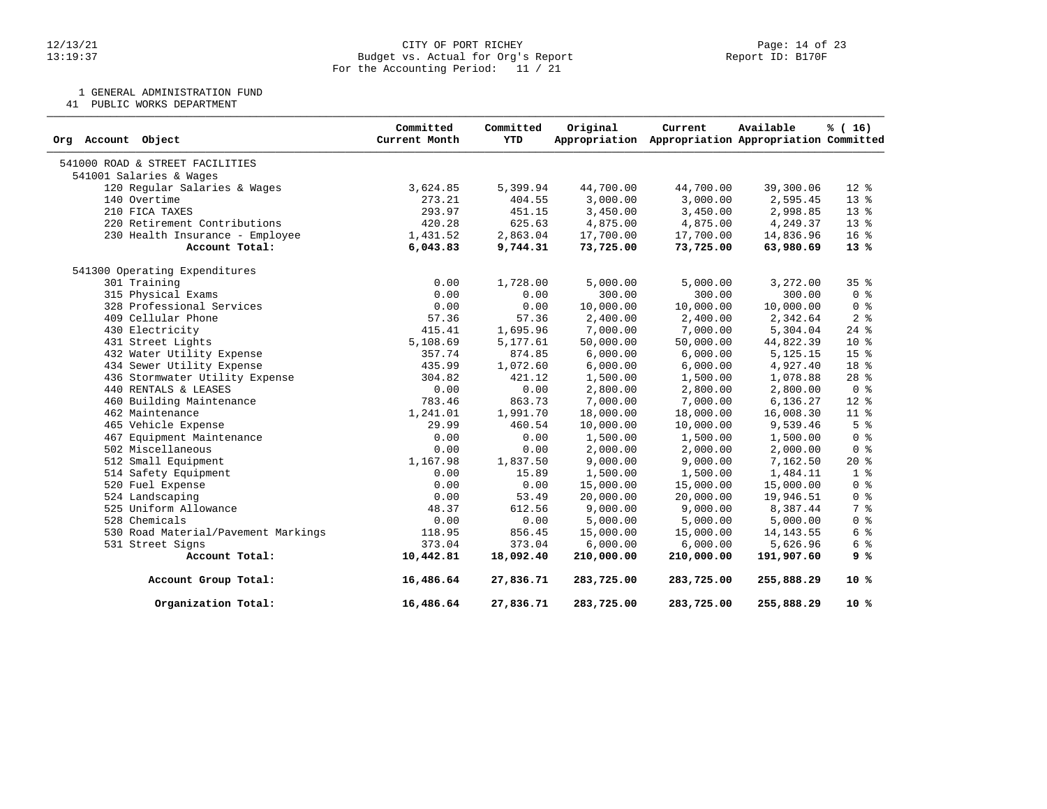CITY OF PORT RICHEY
Budget vs. Actual for Org's Report
For the Accounting Period: 11 / 21

1 GENERAL ADMINISTRATION FUND
41 PUBLIC WORKS DEPARTMENT

| Org Account Object | Committed Current Month | Committed YTD | Original Appropriation | Current Appropriation | Available Appropriation | % ( 16) Committed |
|---|---|---|---|---|---|---|
| 541000 ROAD & STREET FACILITIES | | | | | | |
| 541001 Salaries & Wages | | | | | | |
| 120 Regular Salaries & Wages | 3,624.85 | 5,399.94 | 44,700.00 | 44,700.00 | 39,300.06 | 12 % |
| 140 Overtime | 273.21 | 404.55 | 3,000.00 | 3,000.00 | 2,595.45 | 13 % |
| 210 FICA TAXES | 293.97 | 451.15 | 3,450.00 | 3,450.00 | 2,998.85 | 13 % |
| 220 Retirement Contributions | 420.28 | 625.63 | 4,875.00 | 4,875.00 | 4,249.37 | 13 % |
| 230 Health Insurance - Employee | 1,431.52 | 2,863.04 | 17,700.00 | 17,700.00 | 14,836.96 | 16 % |
| **Account Total:** | **6,043.83** | **9,744.31** | **73,725.00** | **73,725.00** | **63,980.69** | **13 %** |
| 541300 Operating Expenditures | | | | | | |
| 301 Training | 0.00 | 1,728.00 | 5,000.00 | 5,000.00 | 3,272.00 | 35 % |
| 315 Physical Exams | 0.00 | 0.00 | 300.00 | 300.00 | 300.00 | 0 % |
| 328 Professional Services | 0.00 | 0.00 | 10,000.00 | 10,000.00 | 10,000.00 | 0 % |
| 409 Cellular Phone | 57.36 | 57.36 | 2,400.00 | 2,400.00 | 2,342.64 | 2 % |
| 430 Electricity | 415.41 | 1,695.96 | 7,000.00 | 7,000.00 | 5,304.04 | 24 % |
| 431 Street Lights | 5,108.69 | 5,177.61 | 50,000.00 | 50,000.00 | 44,822.39 | 10 % |
| 432 Water Utility Expense | 357.74 | 874.85 | 6,000.00 | 6,000.00 | 5,125.15 | 15 % |
| 434 Sewer Utility Expense | 435.99 | 1,072.60 | 6,000.00 | 6,000.00 | 4,927.40 | 18 % |
| 436 Stormwater Utility Expense | 304.82 | 421.12 | 1,500.00 | 1,500.00 | 1,078.88 | 28 % |
| 440 RENTALS & LEASES | 0.00 | 0.00 | 2,800.00 | 2,800.00 | 2,800.00 | 0 % |
| 460 Building Maintenance | 783.46 | 863.73 | 7,000.00 | 7,000.00 | 6,136.27 | 12 % |
| 462 Maintenance | 1,241.01 | 1,991.70 | 18,000.00 | 18,000.00 | 16,008.30 | 11 % |
| 465 Vehicle Expense | 29.99 | 460.54 | 10,000.00 | 10,000.00 | 9,539.46 | 5 % |
| 467 Equipment Maintenance | 0.00 | 0.00 | 1,500.00 | 1,500.00 | 1,500.00 | 0 % |
| 502 Miscellaneous | 0.00 | 0.00 | 2,000.00 | 2,000.00 | 2,000.00 | 0 % |
| 512 Small Equipment | 1,167.98 | 1,837.50 | 9,000.00 | 9,000.00 | 7,162.50 | 20 % |
| 514 Safety Equipment | 0.00 | 15.89 | 1,500.00 | 1,500.00 | 1,484.11 | 1 % |
| 520 Fuel Expense | 0.00 | 0.00 | 15,000.00 | 15,000.00 | 15,000.00 | 0 % |
| 524 Landscaping | 0.00 | 53.49 | 20,000.00 | 20,000.00 | 19,946.51 | 0 % |
| 525 Uniform Allowance | 48.37 | 612.56 | 9,000.00 | 9,000.00 | 8,387.44 | 7 % |
| 528 Chemicals | 0.00 | 0.00 | 5,000.00 | 5,000.00 | 5,000.00 | 0 % |
| 530 Road Material/Pavement Markings | 118.95 | 856.45 | 15,000.00 | 15,000.00 | 14,143.55 | 6 % |
| 531 Street Signs | 373.04 | 373.04 | 6,000.00 | 6,000.00 | 5,626.96 | 6 % |
| **Account Total:** | **10,442.81** | **18,092.40** | **210,000.00** | **210,000.00** | **191,907.60** | **9 %** |
| **Account Group Total:** | **16,486.64** | **27,836.71** | **283,725.00** | **283,725.00** | **255,888.29** | **10 %** |
| **Organization Total:** | **16,486.64** | **27,836.71** | **283,725.00** | **283,725.00** | **255,888.29** | **10 %** |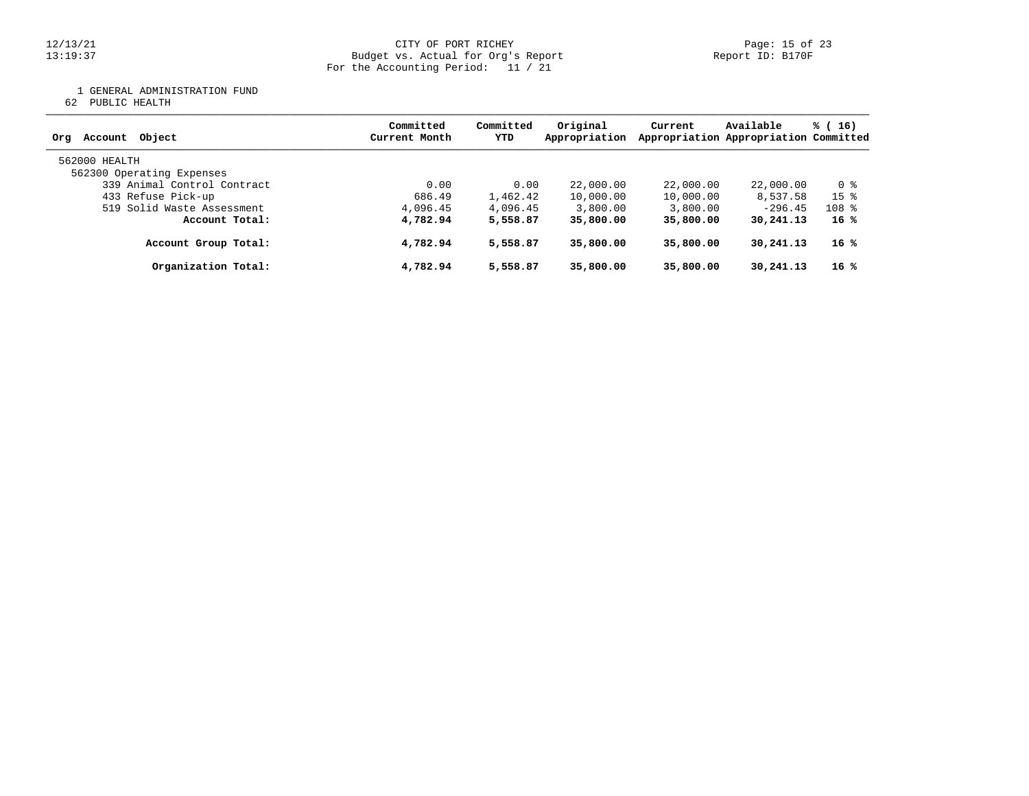CITY OF PORT RICHEY
Budget vs. Actual for Org's Report
For the Accounting Period: 11 / 21

Report ID: B170F

1 GENERAL ADMINISTRATION FUND
62 PUBLIC HEALTH

| Org Account Object | Committed Current Month | Committed YTD | Original Appropriation | Current Appropriation | Available Appropriation | % ( 16) Committed |
|---|---|---|---|---|---|---|
| 562000 HEALTH | | | | | | |
| 562300 Operating Expenses | | | | | | |
| 339 Animal Control Contract | 0.00 | 0.00 | 22,000.00 | 22,000.00 | 22,000.00 | 0 % |
| 433 Refuse Pick-up | 686.49 | 1,462.42 | 10,000.00 | 10,000.00 | 8,537.58 | 15 % |
| 519 Solid Waste Assessment | 4,096.45 | 4,096.45 | 3,800.00 | 3,800.00 | -296.45 | 108 % |
| **Account Total:** | **4,782.94** | **5,558.87** | **35,800.00** | **35,800.00** | **30,241.13** | **16 %** |
| **Account Group Total:** | **4,782.94** | **5,558.87** | **35,800.00** | **35,800.00** | **30,241.13** | **16 %** |
| **Organization Total:** | **4,782.94** | **5,558.87** | **35,800.00** | **35,800.00** | **30,241.13** | **16 %** |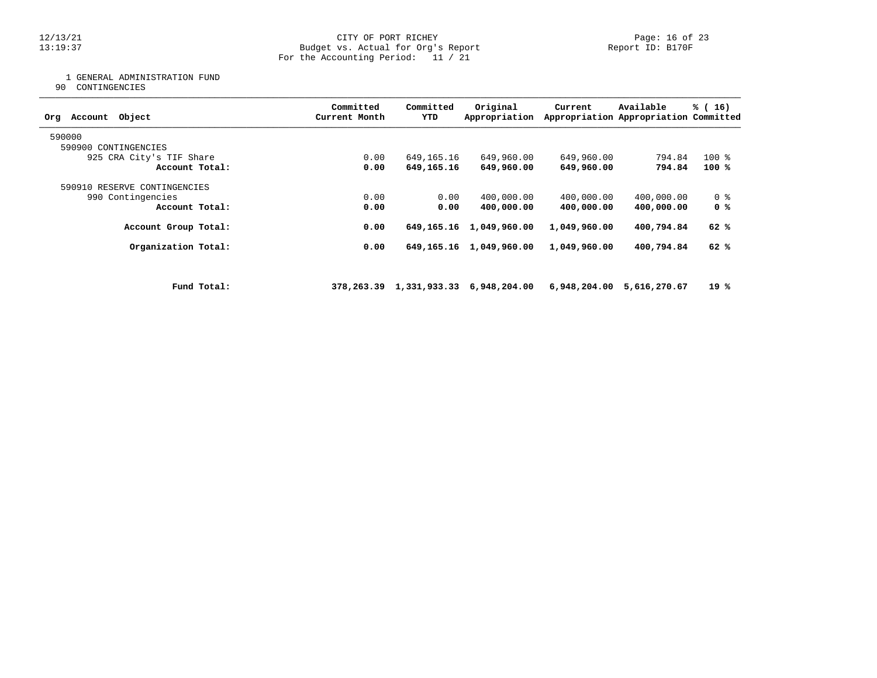CITY OF PORT RICHEY
Budget vs. Actual for Org's Report
For the Accounting Period: 11 / 21

1 GENERAL ADMINISTRATION FUND
90 CONTINGENCIES

| Org Account Object | Committed Current Month | Committed YTD | Original Appropriation | Current Appropriation | Available Appropriation | % ( 16) Committed |
|---|---|---|---|---|---|---|
| 590000 | | | | | | |
| 590900 CONTINGENCIES | | | | | | |
| 925 CRA City's TIF Share | 0.00 | 649,165.16 | 649,960.00 | 649,960.00 | 794.84 | 100 % |
| **Account Total:** | **0.00** | **649,165.16** | **649,960.00** | **649,960.00** | **794.84** | **100 %** |
| 590910 RESERVE CONTINGENCIES | | | | | | |
| 990 Contingencies | 0.00 | 0.00 | 400,000.00 | 400,000.00 | 400,000.00 | 0 % |
| **Account Total:** | **0.00** | **0.00** | **400,000.00** | **400,000.00** | **400,000.00** | **0 %** |
| **Account Group Total:** | **0.00** | **649,165.16** | **1,049,960.00** | **1,049,960.00** | **400,794.84** | **62 %** |
| **Organization Total:** | **0.00** | **649,165.16** | **1,049,960.00** | **1,049,960.00** | **400,794.84** | **62 %** |
| **Fund Total:** | **378,263.39** | **1,331,933.33** | **6,948,204.00** | **6,948,204.00** | **5,616,270.67** | **19 %** |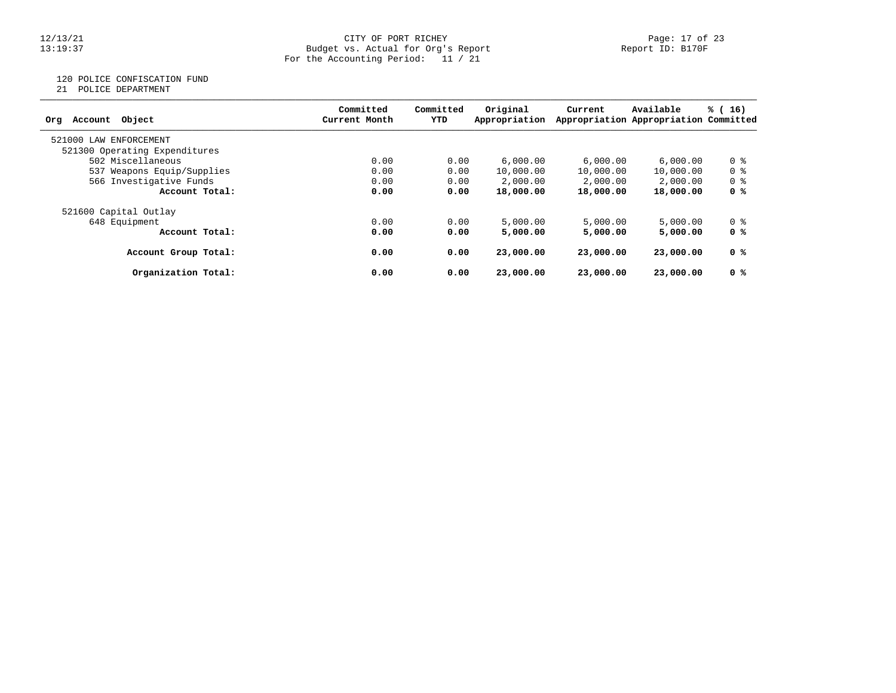CITY OF PORT RICHEY
Budget vs. Actual for Org's Report
For the Accounting Period: 11 / 21

120 POLICE CONFISCATION FUND
21 POLICE DEPARTMENT

| Org Account Object | Committed Current Month | Committed YTD | Original Appropriation | Current Appropriation | Available Appropriation | % ( 16) Committed |
|---|---|---|---|---|---|---|
| 521000 LAW ENFORCEMENT | | | | | | |
| 521300 Operating Expenditures | | | | | | |
| 502 Miscellaneous | 0.00 | 0.00 | 6,000.00 | 6,000.00 | 6,000.00 | 0 % |
| 537 Weapons Equip/Supplies | 0.00 | 0.00 | 10,000.00 | 10,000.00 | 10,000.00 | 0 % |
| 566 Investigative Funds | 0.00 | 0.00 | 2,000.00 | 2,000.00 | 2,000.00 | 0 % |
| **Account Total:** | **0.00** | **0.00** | **18,000.00** | **18,000.00** | **18,000.00** | **0 %** |
| 521600 Capital Outlay | | | | | | |
| 648 Equipment | 0.00 | 0.00 | 5,000.00 | 5,000.00 | 5,000.00 | 0 % |
| **Account Total:** | **0.00** | **0.00** | **5,000.00** | **5,000.00** | **5,000.00** | **0 %** |
| **Account Group Total:** | **0.00** | **0.00** | **23,000.00** | **23,000.00** | **23,000.00** | **0 %** |
| **Organization Total:** | **0.00** | **0.00** | **23,000.00** | **23,000.00** | **23,000.00** | **0 %** |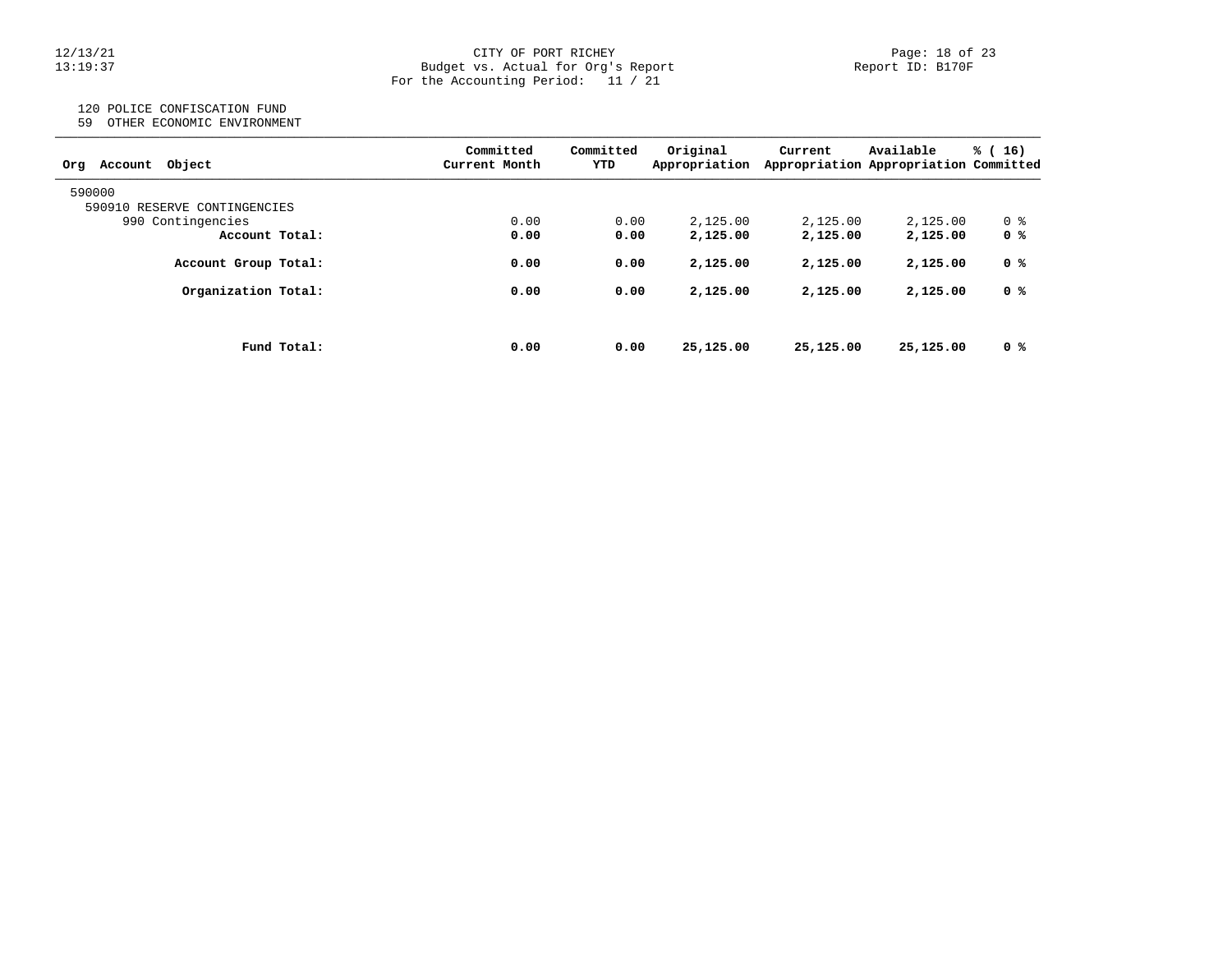120 POLICE CONFISCATION FUND
59 OTHER ECONOMIC ENVIRONMENT

| Org Account Object | Committed Current Month | Committed YTD | Original Appropriation | Current Appropriation | Available Appropriation | % ( 16) Committed |
|---|---|---|---|---|---|---|
| 590000 | | | | | | |
| 590910 RESERVE CONTINGENCIES | | | | | | |
| 990 Contingencies | 0.00 | 0.00 | 2,125.00 | 2,125.00 | 2,125.00 | 0 % |
| **Account Total:** | **0.00** | **0.00** | **2,125.00** | **2,125.00** | **2,125.00** | **0 %** |
| **Account Group Total:** | **0.00** | **0.00** | **2,125.00** | **2,125.00** | **2,125.00** | **0 %** |
| **Organization Total:** | **0.00** | **0.00** | **2,125.00** | **2,125.00** | **2,125.00** | **0 %** |
| **Fund Total:** | **0.00** | **0.00** | **25,125.00** | **25,125.00** | **25,125.00** | **0 %** |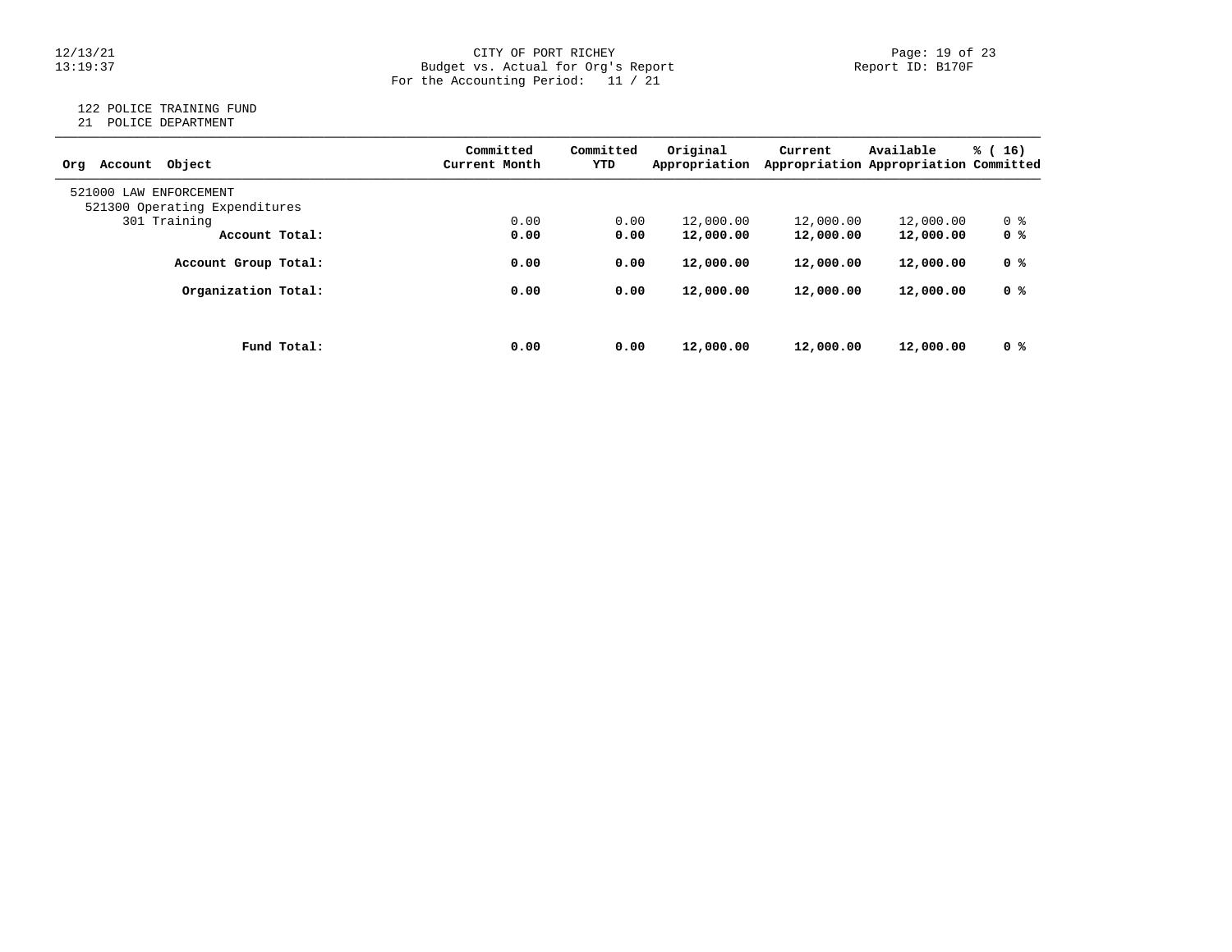CITY OF PORT RICHEY
Budget vs. Actual for Org's Report
For the Accounting Period: 11 / 21

122 POLICE TRAINING FUND
21 POLICE DEPARTMENT

| Org Account Object | Committed Current Month | Committed YTD | Original Appropriation | Current Appropriation | Available Appropriation | % ( 16) Committed |
|---|---|---|---|---|---|---|
| 521000 LAW ENFORCEMENT | | | | | | |
| 521300 Operating Expenditures | | | | | | |
| 301 Training | 0.00 | 0.00 | 12,000.00 | 12,000.00 | 12,000.00 | 0 % |
| **Account Total:** | **0.00** | **0.00** | **12,000.00** | **12,000.00** | **12,000.00** | **0 %** |
| **Account Group Total:** | **0.00** | **0.00** | **12,000.00** | **12,000.00** | **12,000.00** | **0 %** |
| **Organization Total:** | **0.00** | **0.00** | **12,000.00** | **12,000.00** | **12,000.00** | **0 %** |
| **Fund Total:** | **0.00** | **0.00** | **12,000.00** | **12,000.00** | **12,000.00** | **0 %** |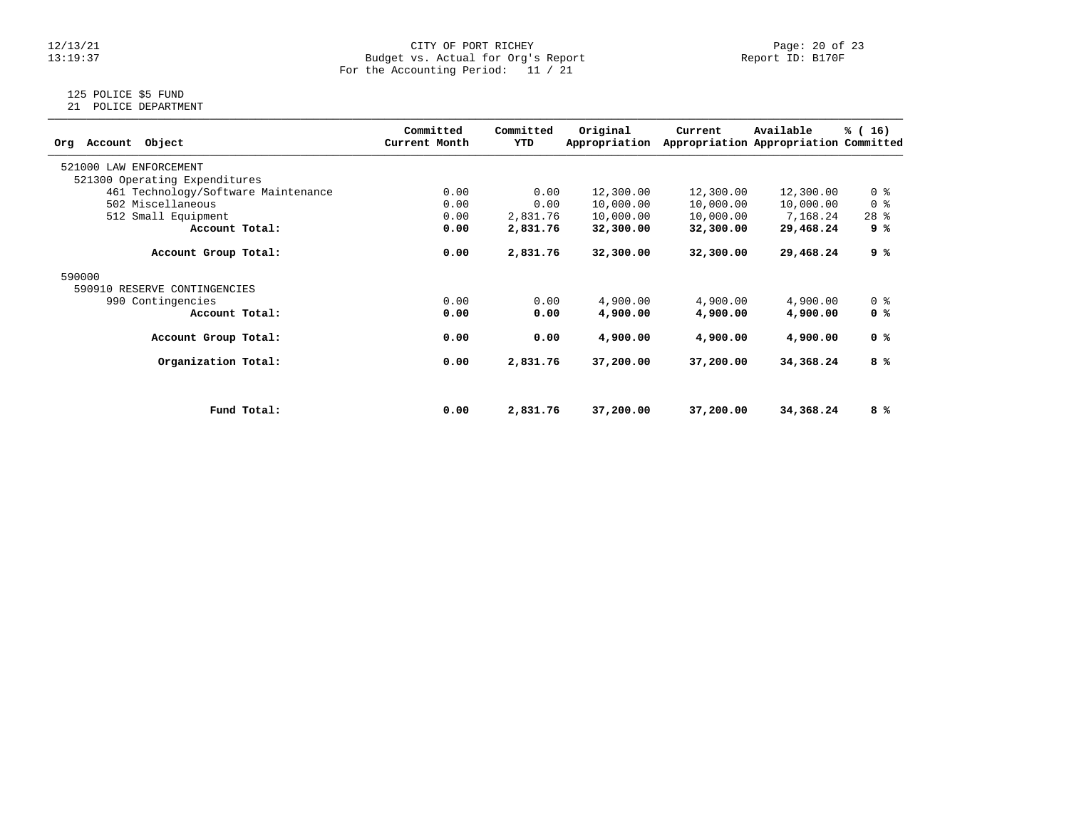CITY OF PORT RICHEY
Budget vs. Actual for Org's Report
For the Accounting Period: 11 / 21

125 POLICE $5 FUND
21 POLICE DEPARTMENT

| Org Account Object | Committed Current Month | Committed YTD | Original Appropriation | Current Appropriation | Available Appropriation | % ( 16) Committed |
|---|---|---|---|---|---|---|
| 521000 LAW ENFORCEMENT | | | | | | |
| 521300 Operating Expenditures | | | | | | |
| 461 Technology/Software Maintenance | 0.00 | 0.00 | 12,300.00 | 12,300.00 | 12,300.00 | 0 % |
| 502 Miscellaneous | 0.00 | 0.00 | 10,000.00 | 10,000.00 | 10,000.00 | 0 % |
| 512 Small Equipment | 0.00 | 2,831.76 | 10,000.00 | 10,000.00 | 7,168.24 | 28 % |
| **Account Total:** | **0.00** | **2,831.76** | **32,300.00** | **32,300.00** | **29,468.24** | **9 %** |
| **Account Group Total:** | **0.00** | **2,831.76** | **32,300.00** | **32,300.00** | **29,468.24** | **9 %** |
| 590000 | | | | | | |
| 590910 RESERVE CONTINGENCIES | | | | | | |
| 990 Contingencies | 0.00 | 0.00 | 4,900.00 | 4,900.00 | 4,900.00 | 0 % |
| **Account Total:** | **0.00** | **0.00** | **4,900.00** | **4,900.00** | **4,900.00** | **0 %** |
| **Account Group Total:** | **0.00** | **0.00** | **4,900.00** | **4,900.00** | **4,900.00** | **0 %** |
| **Organization Total:** | **0.00** | **2,831.76** | **37,200.00** | **37,200.00** | **34,368.24** | **8 %** |
| **Fund Total:** | **0.00** | **2,831.76** | **37,200.00** | **37,200.00** | **34,368.24** | **8 %** |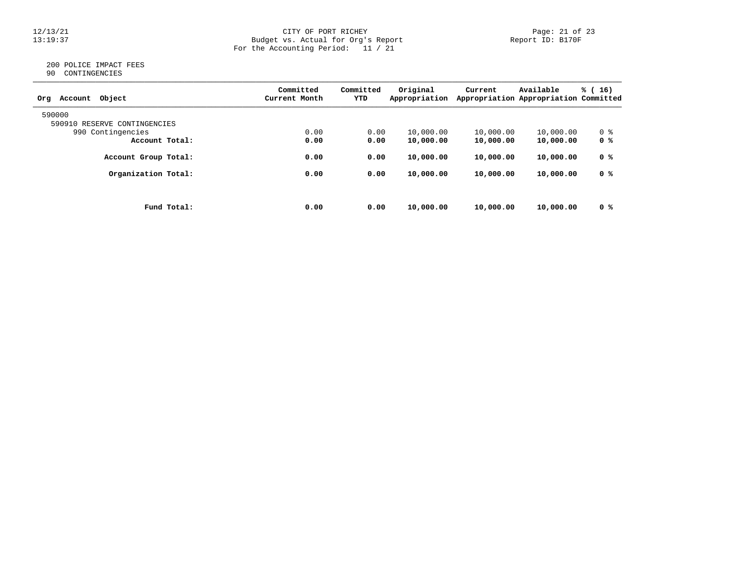CITY OF PORT RICHEY
Budget vs. Actual for Org's Report
For the Accounting Period: 11 / 21

Report ID: B170F

200 POLICE IMPACT FEES
90 CONTINGENCIES

| Org Account Object | Committed Current Month | Committed YTD | Original Appropriation | Current Appropriation | Available Appropriation | % ( 16) Committed |
|---|---|---|---|---|---|---|
| 590000 | | | | | | |
| 590910 RESERVE CONTINGENCIES | | | | | | |
| 990 Contingencies | 0.00 | 0.00 | 10,000.00 | 10,000.00 | 10,000.00 | 0 % |
| **Account Total:** | **0.00** | **0.00** | **10,000.00** | **10,000.00** | **10,000.00** | **0 %** |
| **Account Group Total:** | **0.00** | **0.00** | **10,000.00** | **10,000.00** | **10,000.00** | **0 %** |
| **Organization Total:** | **0.00** | **0.00** | **10,000.00** | **10,000.00** | **10,000.00** | **0 %** |
| **Fund Total:** | **0.00** | **0.00** | **10,000.00** | **10,000.00** | **10,000.00** | **0 %** |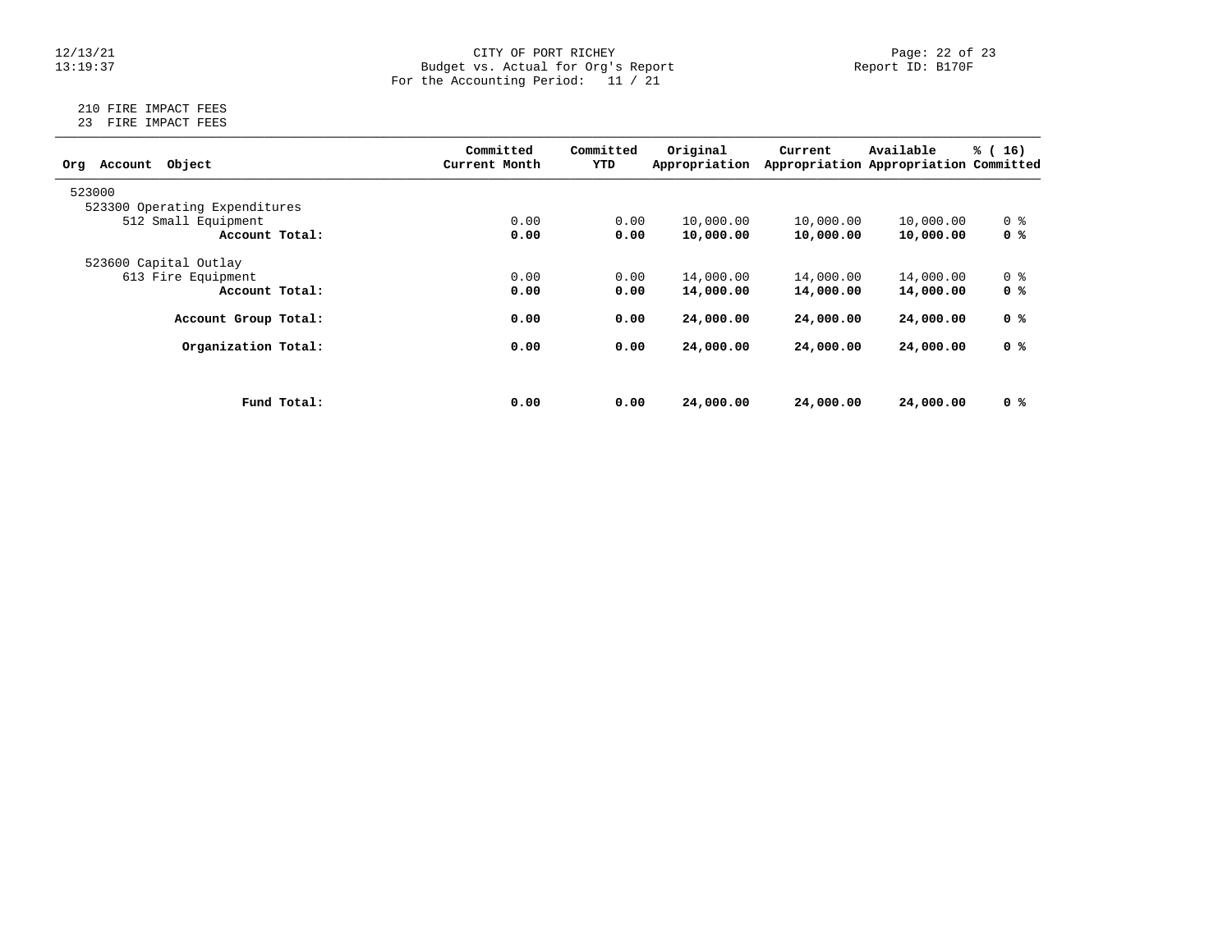CITY OF PORT RICHEY
Budget vs. Actual for Org's Report
For the Accounting Period: 11 / 21

210 FIRE IMPACT FEES
23 FIRE IMPACT FEES

| Org Account Object | Committed Current Month | Committed YTD | Original Appropriation | Current Appropriation | Available Appropriation | % ( 16) Committed |
|---|---|---|---|---|---|---|
| 523000 | | | | | | |
| 523300 Operating Expenditures | | | | | | |
| 512 Small Equipment | 0.00 | 0.00 | 10,000.00 | 10,000.00 | 10,000.00 | 0 % |
| **Account Total:** | **0.00** | **0.00** | **10,000.00** | **10,000.00** | **10,000.00** | **0 %** |
| 523600 Capital Outlay | | | | | | |
| 613 Fire Equipment | 0.00 | 0.00 | 14,000.00 | 14,000.00 | 14,000.00 | 0 % |
| **Account Total:** | **0.00** | **0.00** | **14,000.00** | **14,000.00** | **14,000.00** | **0 %** |
| **Account Group Total:** | **0.00** | **0.00** | **24,000.00** | **24,000.00** | **24,000.00** | **0 %** |
| **Organization Total:** | **0.00** | **0.00** | **24,000.00** | **24,000.00** | **24,000.00** | **0 %** |
| **Fund Total:** | **0.00** | **0.00** | **24,000.00** | **24,000.00** | **24,000.00** | **0 %** |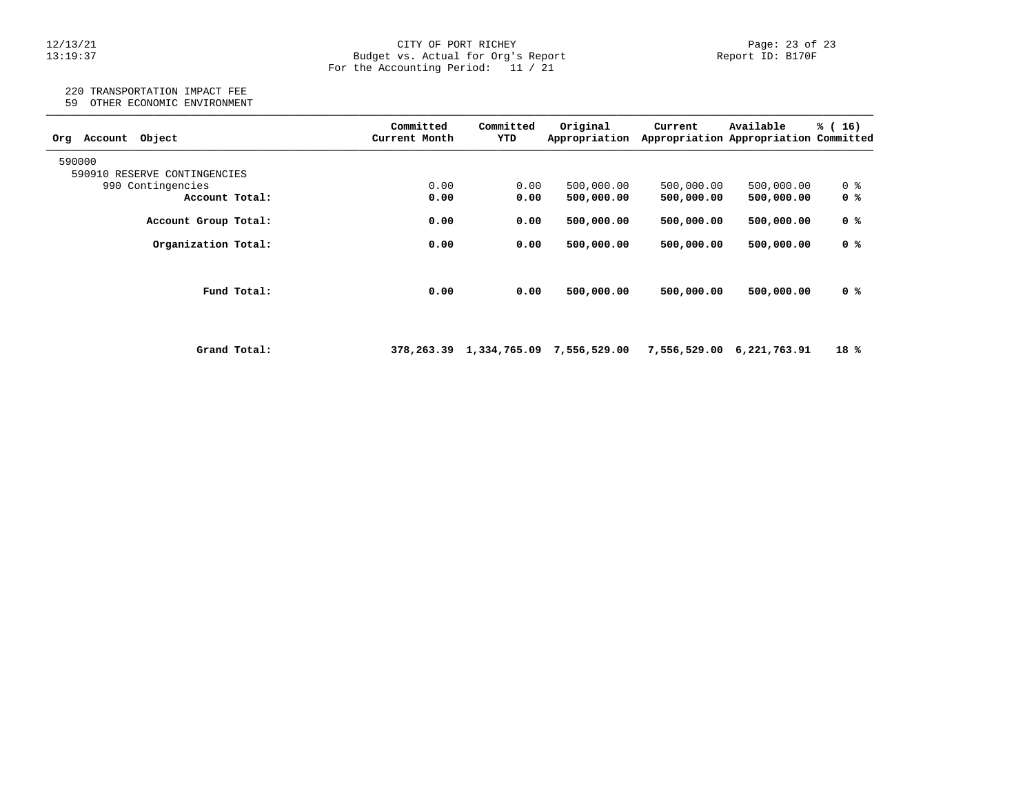CITY OF PORT RICHEY
Budget vs. Actual for Org's Report
For the Accounting Period: 11 / 21

Report ID: B170F

220 TRANSPORTATION IMPACT FEE
59 OTHER ECONOMIC ENVIRONMENT

| Org Account Object | Committed Current Month | Committed YTD | Original Appropriation | Current Appropriation | Available Appropriation | % ( 16) Committed |
|---|---|---|---|---|---|---|
| 590000 | | | | | | |
| 590910 RESERVE CONTINGENCIES | | | | | | |
| 990 Contingencies | 0.00 | 0.00 | 500,000.00 | 500,000.00 | 500,000.00 | 0 % |
| **Account Total:** | **0.00** | **0.00** | **500,000.00** | **500,000.00** | **500,000.00** | **0 %** |
| **Account Group Total:** | **0.00** | **0.00** | **500,000.00** | **500,000.00** | **500,000.00** | **0 %** |
| **Organization Total:** | **0.00** | **0.00** | **500,000.00** | **500,000.00** | **500,000.00** | **0 %** |
| **Fund Total:** | **0.00** | **0.00** | **500,000.00** | **500,000.00** | **500,000.00** | **0 %** |
| **Grand Total:** | **378,263.39** | **1,334,765.09** | **7,556,529.00** | **7,556,529.00** | **6,221,763.91** | **18 %** |